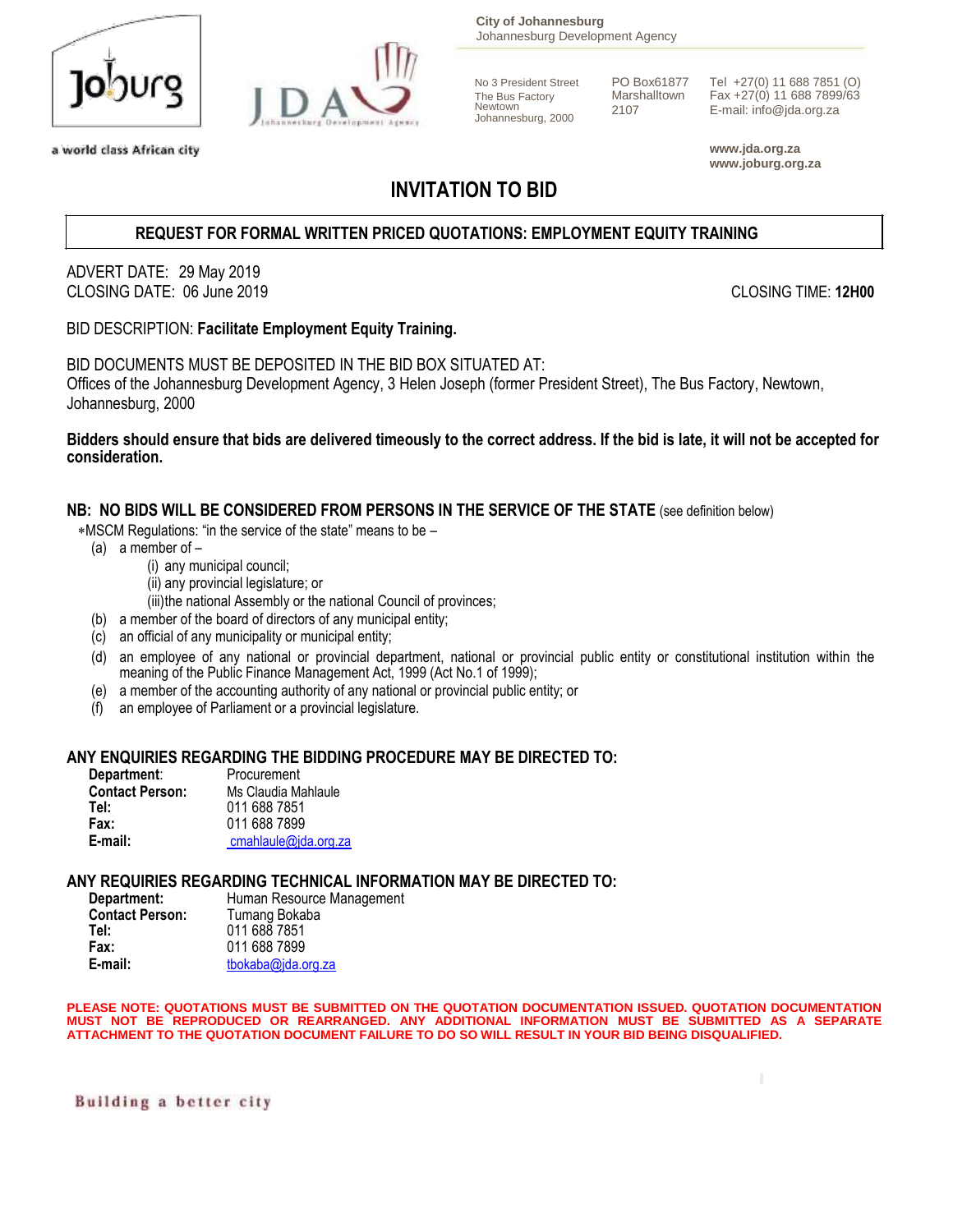City of Johannesburg
Johannesburg Development Agency

Joburg

a world class African city

JDA Johannesburg Development Agency

No 3 President Street
The Bus Factory
Newtown
Johannesburg, 2000

PO Box61877
Marshalltown
2107

Tel +27(0) 11 688 7851 (O)
Fax +27(0) 11 688 7899/63
E-mail: info@jda.org.za

**www.jda.org.za**
**www.joburg.org.za**

# INVITATION TO BID

## REQUEST FOR FORMAL WRITTEN PRICED QUOTATIONS: EMPLOYMENT EQUITY TRAINING

ADVERT DATE: 29 May 2019
CLOSING DATE: 06 June 2019

CLOSING TIME: **12H00**

BID DESCRIPTION: **Facilitate Employment Equity Training.**

BID DOCUMENTS MUST BE DEPOSITED IN THE BID BOX SITUATED AT:
Offices of the Johannesburg Development Agency, 3 Helen Joseph (former President Street), The Bus Factory, Newtown, Johannesburg, 2000

**Bidders should ensure that bids are delivered timeously to the correct address. If the bid is late, it will not be accepted for consideration.**

**NB: NO BIDS WILL BE CONSIDERED FROM PERSONS IN THE SERVICE OF THE STATE** (see definition below)

*MSCM Regulations: "in the service of the state" means to be –

(a) a member of –
   (i) any municipal council;
   (ii) any provincial legislature; or
   (iii) the national Assembly or the national Council of provinces;
(b) a member of the board of directors of any municipal entity;
(c) an official of any municipality or municipal entity;
(d) an employee of any national or provincial department, national or provincial public entity or constitutional institution within the meaning of the Public Finance Management Act, 1999 (Act No.1 of 1999);
(e) a member of the accounting authority of any national or provincial public entity; or
(f) an employee of Parliament or a provincial legislature.

### ANY ENQUIRIES REGARDING THE BIDDING PROCEDURE MAY BE DIRECTED TO:

| | |
|---|---|
| **Department**: | Procurement |
| **Contact Person:** | Ms Claudia Mahlaule |
| **Tel:** | 011 688 7851 |
| **Fax:** | 011 688 7899 |
| **E-mail:** | cmahlaule@jda.org.za |

### ANY REQUIRIES REGARDING TECHNICAL INFORMATION MAY BE DIRECTED TO:

| | |
|---|---|
| **Department:** | Human Resource Management |
| **Contact Person:** | Tumang Bokaba |
| **Tel:** | 011 688 7851 |
| **Fax:** | 011 688 7899 |
| **E-mail:** | tbokaba@jda.org.za |

**PLEASE NOTE: QUOTATIONS MUST BE SUBMITTED ON THE QUOTATION DOCUMENTATION ISSUED. QUOTATION DOCUMENTATION MUST NOT BE REPRODUCED OR REARRANGED. ANY ADDITIONAL INFORMATION MUST BE SUBMITTED AS A SEPARATE ATTACHMENT TO THE QUOTATION DOCUMENT FAILURE TO DO SO WILL RESULT IN YOUR BID BEING DISQUALIFIED.**

Building a better city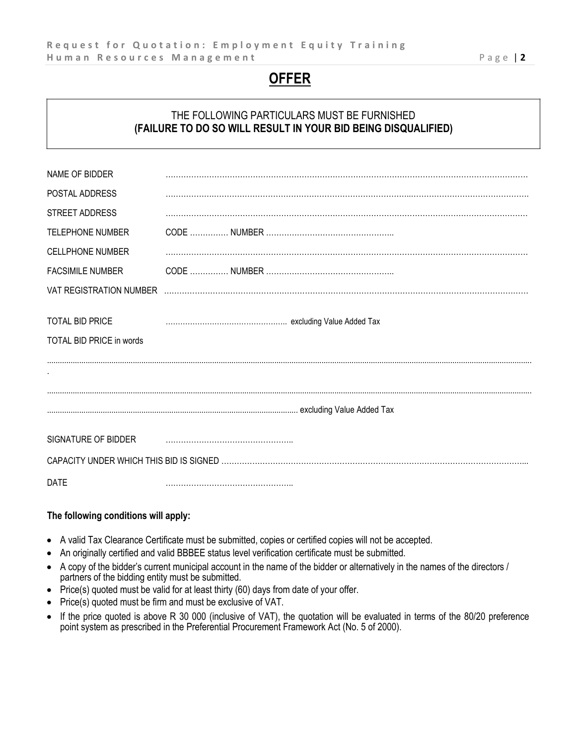# OFFER

THE FOLLOWING PARTICULARS MUST BE FURNISHED
**(FAILURE TO DO SO WILL RESULT IN YOUR BID BEING DISQUALIFIED)**

NAME OF BIDDER ………………………………………………………………………………………………………………………

POSTAL ADDRESS ………………………………………………………………………………………………………………………

STREET ADDRESS ………………………………………………………………………………………………………………………

TELEPHONE NUMBER CODE …………… NUMBER …………………………………………

CELLPHONE NUMBER ………………………………………………………………………………………………………………………

FACSIMILE NUMBER CODE …………… NUMBER …………………………………………

VAT REGISTRATION NUMBER ………………………………………………………………………………………………………………………

TOTAL BID PRICE ………………………………………… excluding Value Added Tax

TOTAL BID PRICE in words

………………………………………………………………………………………………………………………………………………

………………………………………………………………………………………………………………………………………………

……………………………………………………………………… excluding Value Added Tax

SIGNATURE OF BIDDER …………………………………………

CAPACITY UNDER WHICH THIS BID IS SIGNED ………………………………………………………………………………………

DATE …………………………………………

**The following conditions will apply:**

- A valid Tax Clearance Certificate must be submitted, copies or certified copies will not be accepted.
- An originally certified and valid BBBEE status level verification certificate must be submitted.
- A copy of the bidder's current municipal account in the name of the bidder or alternatively in the names of the directors / partners of the bidding entity must be submitted.
- Price(s) quoted must be valid for at least thirty (60) days from date of your offer.
- Price(s) quoted must be firm and must be exclusive of VAT.
- If the price quoted is above R 30 000 (inclusive of VAT), the quotation will be evaluated in terms of the 80/20 preference point system as prescribed in the Preferential Procurement Framework Act (No. 5 of 2000).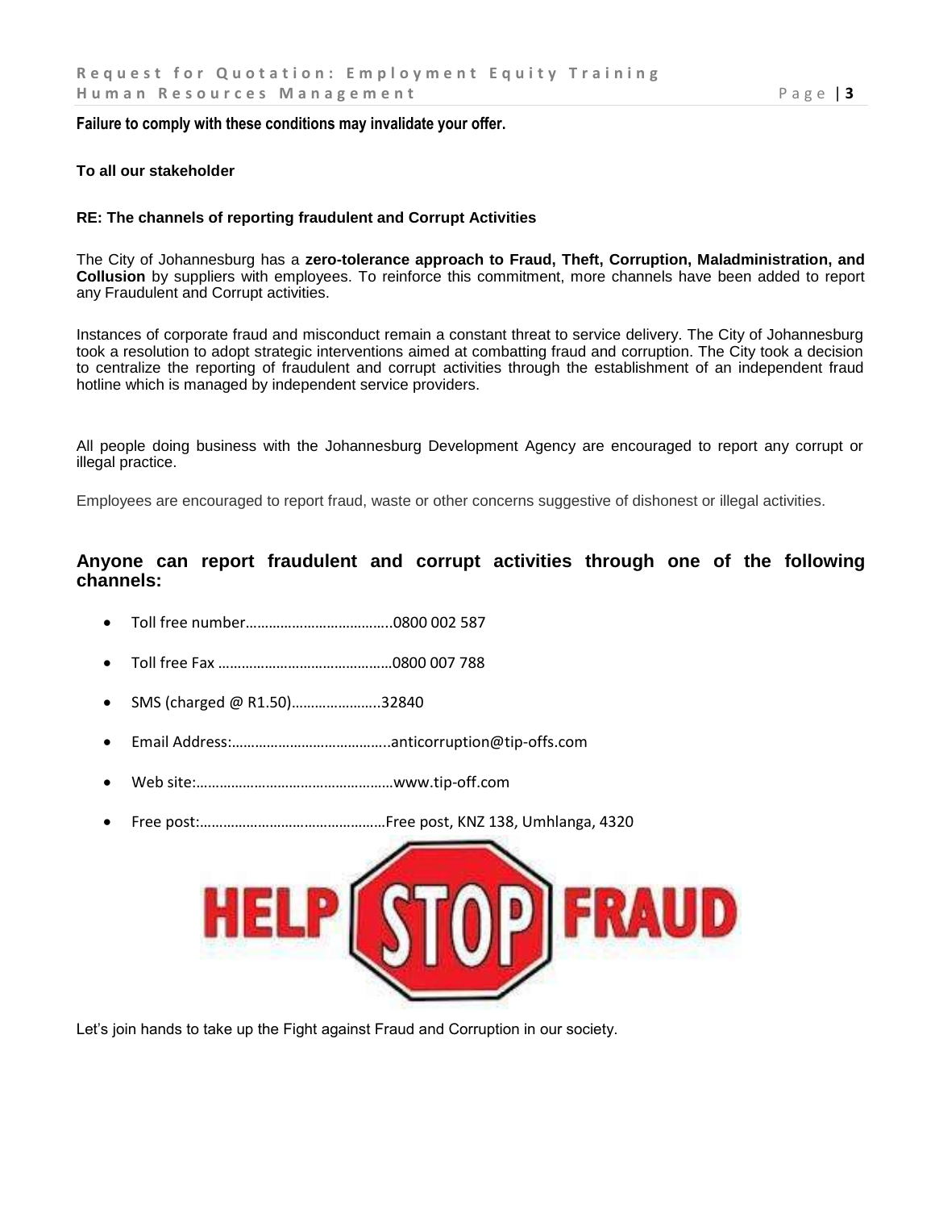**Failure to comply with these conditions may invalidate your offer.**

**To all our stakeholder**

**RE: The channels of reporting fraudulent and Corrupt Activities**

The City of Johannesburg has a **zero-tolerance approach to Fraud, Theft, Corruption, Maladministration, and Collusion** by suppliers with employees. To reinforce this commitment, more channels have been added to report any Fraudulent and Corrupt activities.

Instances of corporate fraud and misconduct remain a constant threat to service delivery. The City of Johannesburg took a resolution to adopt strategic interventions aimed at combatting fraud and corruption. The City took a decision to centralize the reporting of fraudulent and corrupt activities through the establishment of an independent fraud hotline which is managed by independent service providers.

All people doing business with the Johannesburg Development Agency are encouraged to report any corrupt or illegal practice.

Employees are encouraged to report fraud, waste or other concerns suggestive of dishonest or illegal activities.

## Anyone can report fraudulent and corrupt activities through one of the following channels:

- Toll free number……………………………….0800 002 587
- Toll free Fax ………………………………………0800 007 788
- SMS (charged @ R1.50)…………………..32840
- Email Address:…………………………………..anticorruption@tip-offs.com
- Web site:……………………………………………www.tip-off.com
- Free post:…………………………………………Free post, KNZ 138, Umhlanga, 4320

HELP STOP FRAUD

Let's join hands to take up the Fight against Fraud and Corruption in our society.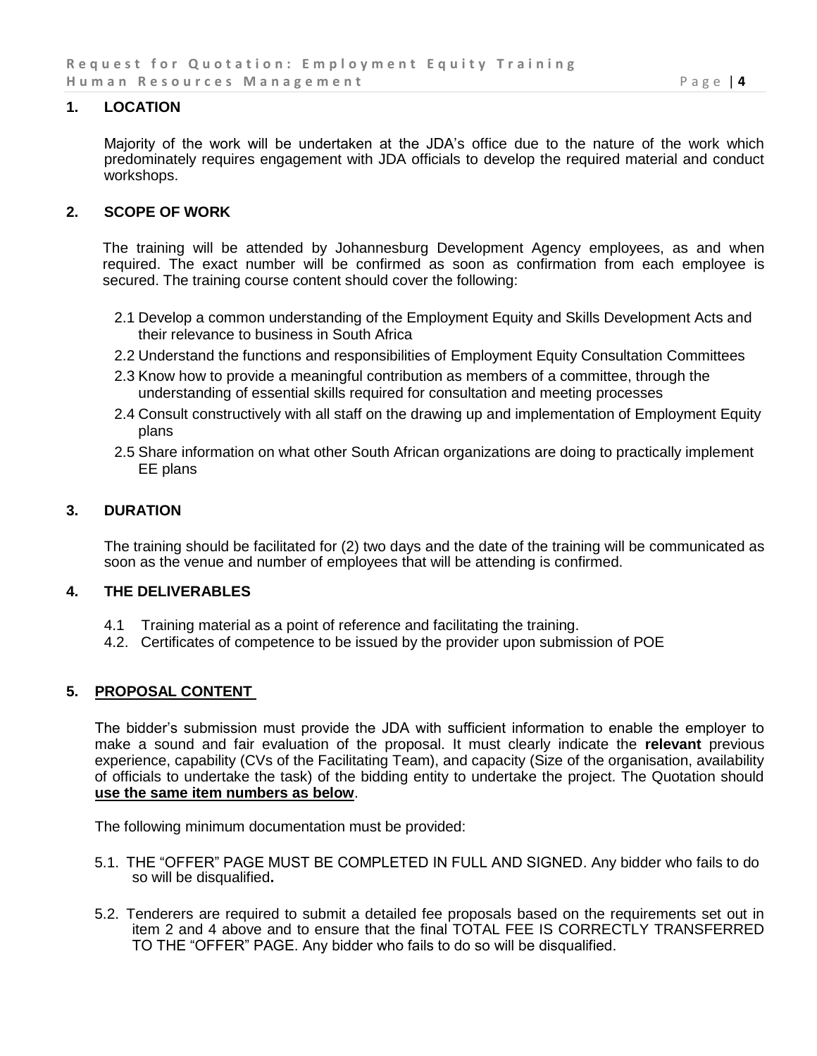## 1. LOCATION

Majority of the work will be undertaken at the JDA's office due to the nature of the work which predominately requires engagement with JDA officials to develop the required material and conduct workshops.

## 2. SCOPE OF WORK

The training will be attended by Johannesburg Development Agency employees, as and when required. The exact number will be confirmed as soon as confirmation from each employee is secured. The training course content should cover the following:

2.1 Develop a common understanding of the Employment Equity and Skills Development Acts and their relevance to business in South Africa

2.2 Understand the functions and responsibilities of Employment Equity Consultation Committees

2.3 Know how to provide a meaningful contribution as members of a committee, through the understanding of essential skills required for consultation and meeting processes

2.4 Consult constructively with all staff on the drawing up and implementation of Employment Equity plans

2.5 Share information on what other South African organizations are doing to practically implement EE plans

## 3. DURATION

The training should be facilitated for (2) two days and the date of the training will be communicated as soon as the venue and number of employees that will be attending is confirmed.

## 4. THE DELIVERABLES

4.1 Training material as a point of reference and facilitating the training.

4.2. Certificates of competence to be issued by the provider upon submission of POE

## 5. PROPOSAL CONTENT

The bidder's submission must provide the JDA with sufficient information to enable the employer to make a sound and fair evaluation of the proposal. It must clearly indicate the **relevant** previous experience, capability (CVs of the Facilitating Team), and capacity (Size of the organisation, availability of officials to undertake the task) of the bidding entity to undertake the project. The Quotation should **use the same item numbers as below**.

The following minimum documentation must be provided:

5.1. THE "OFFER" PAGE MUST BE COMPLETED IN FULL AND SIGNED. Any bidder who fails to do so will be disqualified**.**

5.2. Tenderers are required to submit a detailed fee proposals based on the requirements set out in item 2 and 4 above and to ensure that the final TOTAL FEE IS CORRECTLY TRANSFERRED TO THE "OFFER" PAGE. Any bidder who fails to do so will be disqualified.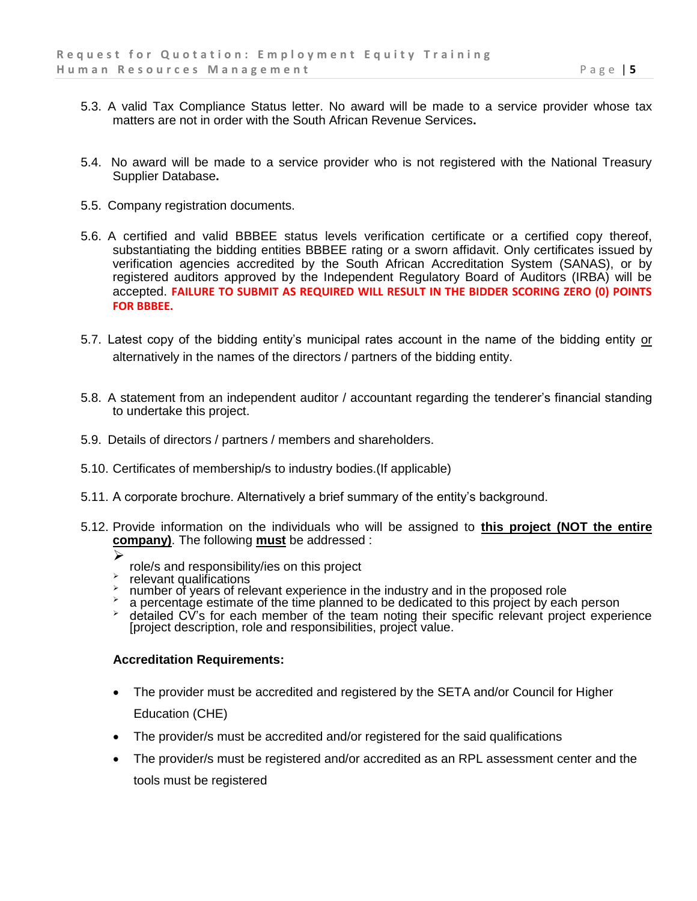5.3. A valid Tax Compliance Status letter. No award will be made to a service provider whose tax matters are not in order with the South African Revenue Services.

5.4. No award will be made to a service provider who is not registered with the National Treasury Supplier Database.

5.5. Company registration documents.

5.6. A certified and valid BBBEE status levels verification certificate or a certified copy thereof, substantiating the bidding entities BBBEE rating or a sworn affidavit. Only certificates issued by verification agencies accredited by the South African Accreditation System (SANAS), or by registered auditors approved by the Independent Regulatory Board of Auditors (IRBA) will be accepted. **FAILURE TO SUBMIT AS REQUIRED WILL RESULT IN THE BIDDER SCORING ZERO (0) POINTS FOR BBBEE.**

5.7. Latest copy of the bidding entity's municipal rates account in the name of the bidding entity <u>or</u> alternatively in the names of the directors / partners of the bidding entity.

5.8. A statement from an independent auditor / accountant regarding the tenderer's financial standing to undertake this project.

5.9. Details of directors / partners / members and shareholders.

5.10. Certificates of membership/s to industry bodies.(If applicable)

5.11. A corporate brochure. Alternatively a brief summary of the entity's background.

5.12. Provide information on the individuals who will be assigned to **<u>this project (NOT the entire company)</u>**. The following **<u>must</u>** be addressed :

- role/s and responsibility/ies on this project
- relevant qualifications
- number of years of relevant experience in the industry and in the proposed role
- a percentage estimate of the time planned to be dedicated to this project by each person
- detailed CV's for each member of the team noting their specific relevant project experience [project description, role and responsibilities, project value.

**Accreditation Requirements:**

- The provider must be accredited and registered by the SETA and/or Council for Higher Education (CHE)
- The provider/s must be accredited and/or registered for the said qualifications
- The provider/s must be registered and/or accredited as an RPL assessment center and the tools must be registered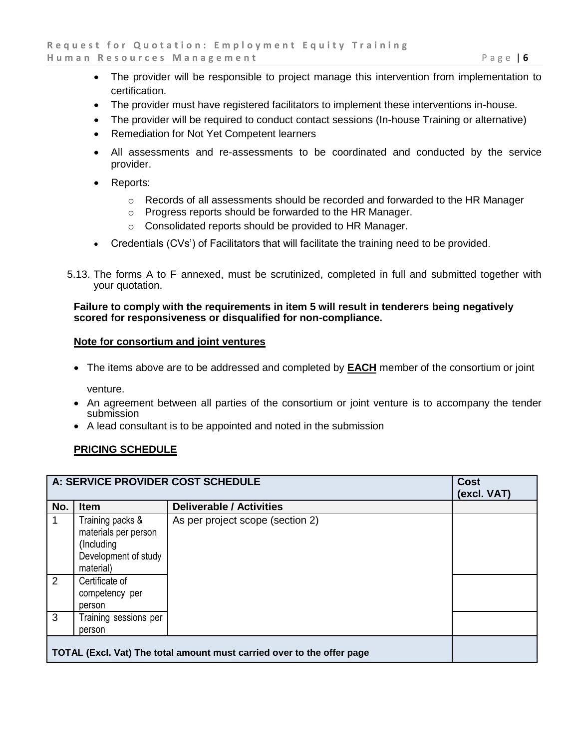- The provider will be responsible to project manage this intervention from implementation to certification.
- The provider must have registered facilitators to implement these interventions in-house.
- The provider will be required to conduct contact sessions (In-house Training or alternative)
- Remediation for Not Yet Competent learners
- All assessments and re-assessments to be coordinated and conducted by the service provider.
- Reports:
  - Records of all assessments should be recorded and forwarded to the HR Manager
  - Progress reports should be forwarded to the HR Manager.
  - Consolidated reports should be provided to HR Manager.
- Credentials (CVs') of Facilitators that will facilitate the training need to be provided.

5.13. The forms A to F annexed, must be scrutinized, completed in full and submitted together with your quotation.

**Failure to comply with the requirements in item 5 will result in tenderers being negatively scored for responsiveness or disqualified for non-compliance.**

**Note for consortium and joint ventures**

- The items above are to be addressed and completed by **EACH** member of the consortium or joint venture.
- An agreement between all parties of the consortium or joint venture is to accompany the tender submission
- A lead consultant is to be appointed and noted in the submission

**PRICING SCHEDULE**

| A: SERVICE PROVIDER COST SCHEDULE | | | Cost (excl. VAT) |
|---|---|---|---|
| **No.** | **Item** | **Deliverable / Activities** | |
| 1 | Training packs & materials per person (Including Development of study material) | As per project scope (section 2) | |
| 2 | Certificate of competency per person | | |
| 3 | Training sessions per person | | |
| **TOTAL (Excl. Vat) The total amount must carried over to the offer page** | | | |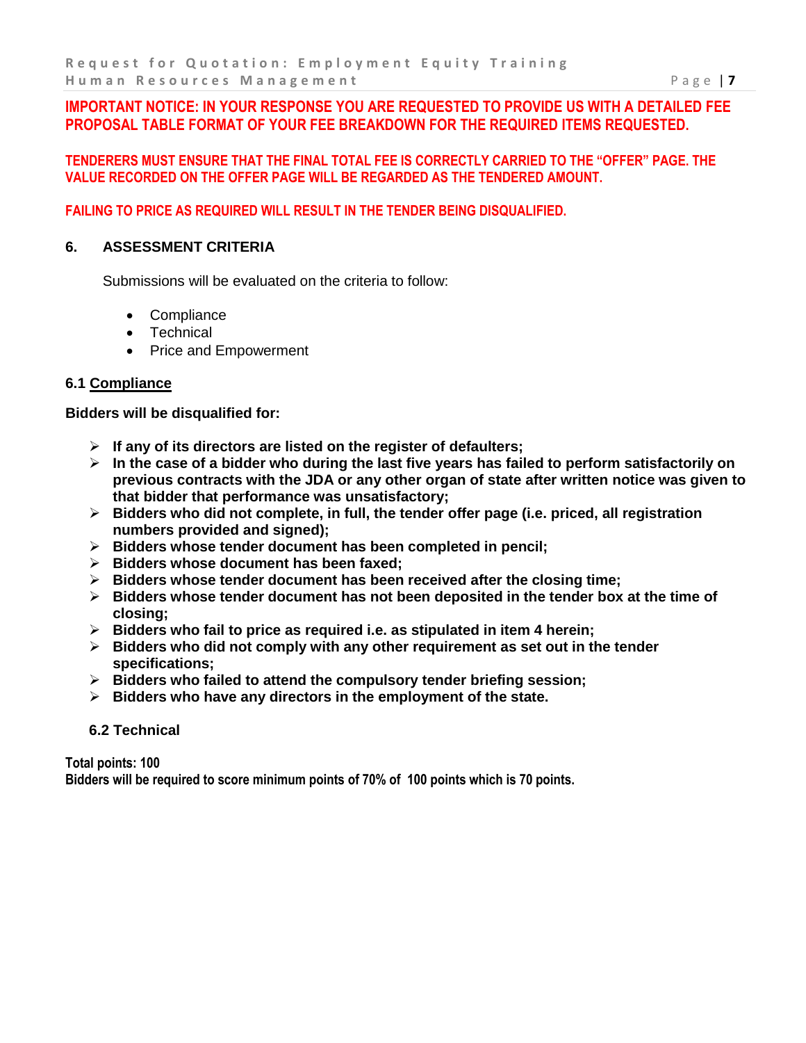**IMPORTANT NOTICE: IN YOUR RESPONSE YOU ARE REQUESTED TO PROVIDE US WITH A DETAILED FEE PROPOSAL TABLE FORMAT OF YOUR FEE BREAKDOWN FOR THE REQUIRED ITEMS REQUESTED.**

**TENDERERS MUST ENSURE THAT THE FINAL TOTAL FEE IS CORRECTLY CARRIED TO THE "OFFER" PAGE. THE VALUE RECORDED ON THE OFFER PAGE WILL BE REGARDED AS THE TENDERED AMOUNT.**

**FAILING TO PRICE AS REQUIRED WILL RESULT IN THE TENDER BEING DISQUALIFIED.**

## 6. ASSESSMENT CRITERIA

Submissions will be evaluated on the criteria to follow:

- Compliance
- Technical
- Price and Empowerment

### 6.1 Compliance

**Bidders will be disqualified for:**

- **If any of its directors are listed on the register of defaulters;**
- **In the case of a bidder who during the last five years has failed to perform satisfactorily on previous contracts with the JDA or any other organ of state after written notice was given to that bidder that performance was unsatisfactory;**
- **Bidders who did not complete, in full, the tender offer page (i.e. priced, all registration numbers provided and signed);**
- **Bidders whose tender document has been completed in pencil;**
- **Bidders whose document has been faxed;**
- **Bidders whose tender document has been received after the closing time;**
- **Bidders whose tender document has not been deposited in the tender box at the time of closing;**
- **Bidders who fail to price as required i.e. as stipulated in item 4 herein;**
- **Bidders who did not comply with any other requirement as set out in the tender specifications;**
- **Bidders who failed to attend the compulsory tender briefing session;**
- **Bidders who have any directors in the employment of the state.**

### 6.2 Technical

**Total points: 100**
**Bidders will be required to score minimum points of 70% of 100 points which is 70 points.**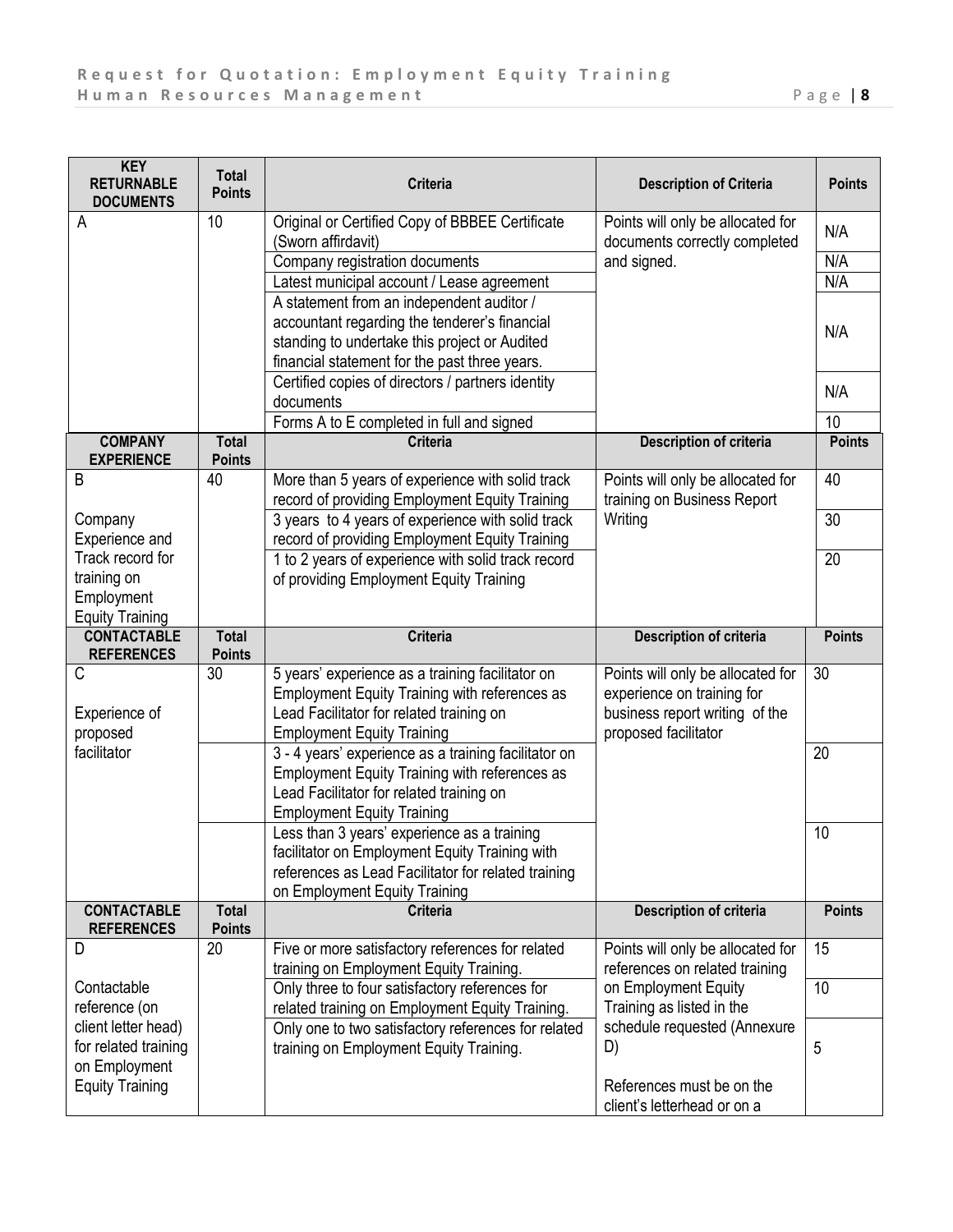| KEY RETURNABLE DOCUMENTS | Total Points | Criteria | Description of Criteria | Points |
|---|---|---|---|---|
| A | 10 | Original or Certified Copy of BBBEE Certificate (Sworn affirdavit) | Points will only be allocated for documents correctly completed and signed. | N/A |
| | | Company registration documents | | N/A |
| | | Latest municipal account / Lease agreement | | N/A |
| | | A statement from an independent auditor / accountant regarding the tenderer's financial standing to undertake this project or Audited financial statement for the past three years. | | N/A |
| | | Certified copies of directors / partners identity documents | | N/A |
| | | Forms A to E completed in full and signed | | 10 |
| **COMPANY EXPERIENCE** | **Total Points** | **Criteria** | **Description of criteria** | **Points** |
| B<br><br>Company Experience and Track record for training on Employment Equity Training | 40 | More than 5 years of experience with solid track record of providing Employment Equity Training | Points will only be allocated for training on Business Report Writing | 40 |
| | | 3 years to 4 years of experience with solid track record of providing Employment Equity Training | | 30 |
| | | 1 to 2 years of experience with solid track record of providing Employment Equity Training | | 20 |
| **CONTACTABLE REFERENCES** | **Total Points** | **Criteria** | **Description of criteria** | **Points** |
| C<br><br>Experience of proposed facilitator | 30 | 5 years' experience as a training facilitator on Employment Equity Training with references as Lead Facilitator for related training on Employment Equity Training | Points will only be allocated for experience on training for business report writing of the proposed facilitator | 30 |
| | | 3 - 4 years' experience as a training facilitator on Employment Equity Training with references as Lead Facilitator for related training on Employment Equity Training | | 20 |
| | | Less than 3 years' experience as a training facilitator on Employment Equity Training with references as Lead Facilitator for related training on Employment Equity Training | | 10 |
| **CONTACTABLE REFERENCES** | **Total Points** | **Criteria** | **Description of criteria** | **Points** |
| D<br><br>Contactable reference (on client letter head) for related training on Employment Equity Training | 20 | Five or more satisfactory references for related training on Employment Equity Training. | Points will only be allocated for references on related training on Employment Equity Training as listed in the schedule requested (Annexure D)<br><br>References must be on the client's letterhead or on a | 15 |
| | | Only three to four satisfactory references for related training on Employment Equity Training. | | 10 |
| | | Only one to two satisfactory references for related training on Employment Equity Training. | | 5 |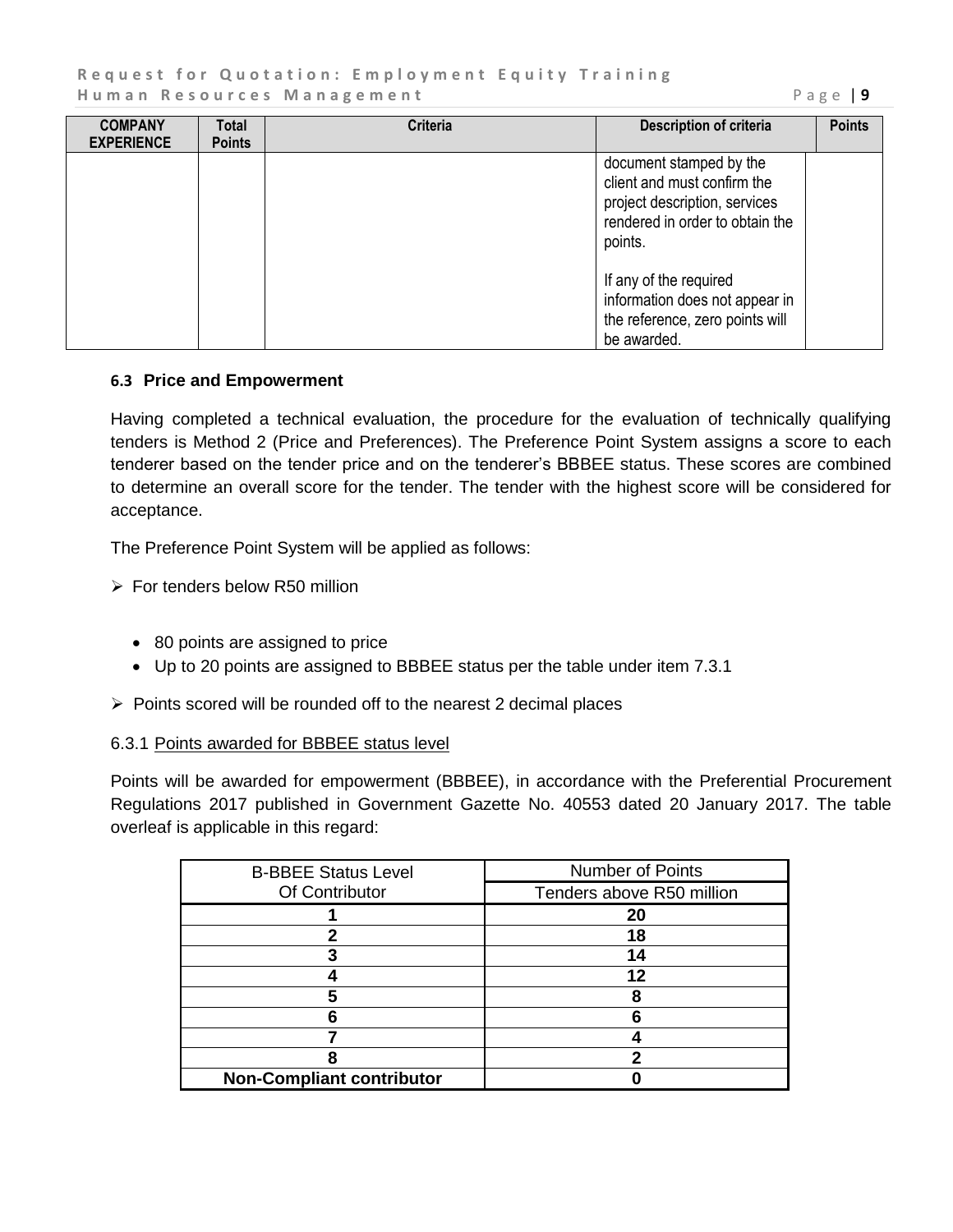| COMPANY EXPERIENCE | Total Points | Criteria | Description of criteria | Points |
|---|---|---|---|---|
| | | | document stamped by the client and must confirm the project description, services rendered in order to obtain the points.<br><br>If any of the required information does not appear in the reference, zero points will be awarded. | |

### 6.3 Price and Empowerment

Having completed a technical evaluation, the procedure for the evaluation of technically qualifying tenders is Method 2 (Price and Preferences). The Preference Point System assigns a score to each tenderer based on the tender price and on the tenderer's BBBEE status. These scores are combined to determine an overall score for the tender. The tender with the highest score will be considered for acceptance.

The Preference Point System will be applied as follows:

- For tenders below R50 million
  - 80 points are assigned to price
  - Up to 20 points are assigned to BBBEE status per the table under item 7.3.1
- Points scored will be rounded off to the nearest 2 decimal places

6.3.1 Points awarded for BBBEE status level

Points will be awarded for empowerment (BBBEE), in accordance with the Preferential Procurement Regulations 2017 published in Government Gazette No. 40553 dated 20 January 2017. The table overleaf is applicable in this regard:

| B-BBEE Status Level Of Contributor | Number of Points |
|---|---|
| | Tenders above R50 million |
| **1** | **20** |
| **2** | **18** |
| **3** | **14** |
| **4** | **12** |
| **5** | **8** |
| **6** | **6** |
| **7** | **4** |
| **8** | **2** |
| **Non-Compliant contributor** | **0** |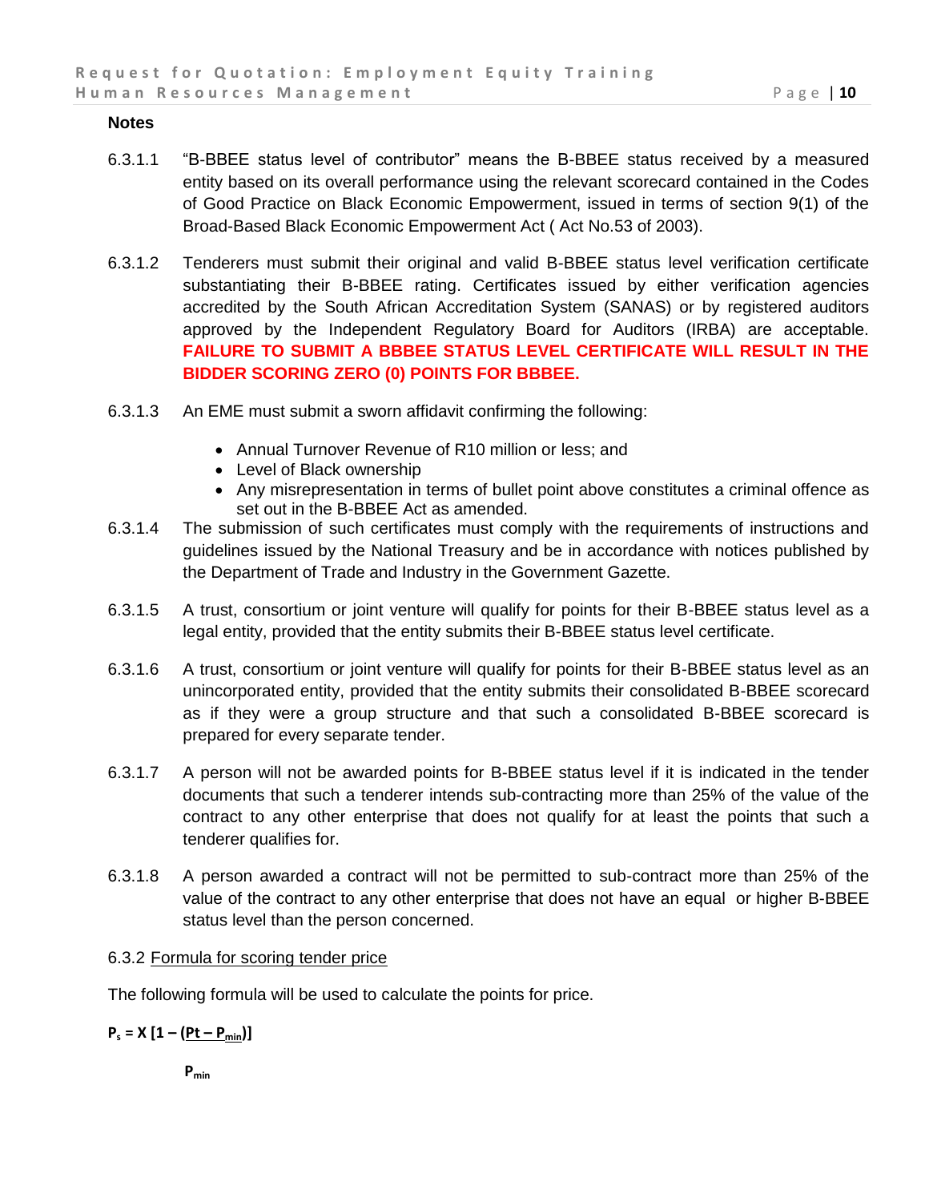**Notes**

6.3.1.1 "B-BBEE status level of contributor" means the B-BBEE status received by a measured entity based on its overall performance using the relevant scorecard contained in the Codes of Good Practice on Black Economic Empowerment, issued in terms of section 9(1) of the Broad-Based Black Economic Empowerment Act ( Act No.53 of 2003).

6.3.1.2 Tenderers must submit their original and valid B-BBEE status level verification certificate substantiating their B-BBEE rating. Certificates issued by either verification agencies accredited by the South African Accreditation System (SANAS) or by registered auditors approved by the Independent Regulatory Board for Auditors (IRBA) are acceptable. **FAILURE TO SUBMIT A BBBEE STATUS LEVEL CERTIFICATE WILL RESULT IN THE BIDDER SCORING ZERO (0) POINTS FOR BBBEE.**

6.3.1.3 An EME must submit a sworn affidavit confirming the following:

- Annual Turnover Revenue of R10 million or less; and
- Level of Black ownership
- Any misrepresentation in terms of bullet point above constitutes a criminal offence as set out in the B-BBEE Act as amended.

6.3.1.4 The submission of such certificates must comply with the requirements of instructions and guidelines issued by the National Treasury and be in accordance with notices published by the Department of Trade and Industry in the Government Gazette.

6.3.1.5 A trust, consortium or joint venture will qualify for points for their B-BBEE status level as a legal entity, provided that the entity submits their B-BBEE status level certificate.

6.3.1.6 A trust, consortium or joint venture will qualify for points for their B-BBEE status level as an unincorporated entity, provided that the entity submits their consolidated B-BBEE scorecard as if they were a group structure and that such a consolidated B-BBEE scorecard is prepared for every separate tender.

6.3.1.7 A person will not be awarded points for B-BBEE status level if it is indicated in the tender documents that such a tenderer intends sub-contracting more than 25% of the value of the contract to any other enterprise that does not qualify for at least the points that such a tenderer qualifies for.

6.3.1.8 A person awarded a contract will not be permitted to sub-contract more than 25% of the value of the contract to any other enterprise that does not have an equal or higher B-BBEE status level than the person concerned.

6.3.2 Formula for scoring tender price

The following formula will be used to calculate the points for price.

$$P_s = X \left[1 - \frac{(Pt - P_{min})}{P_{min}}\right]$$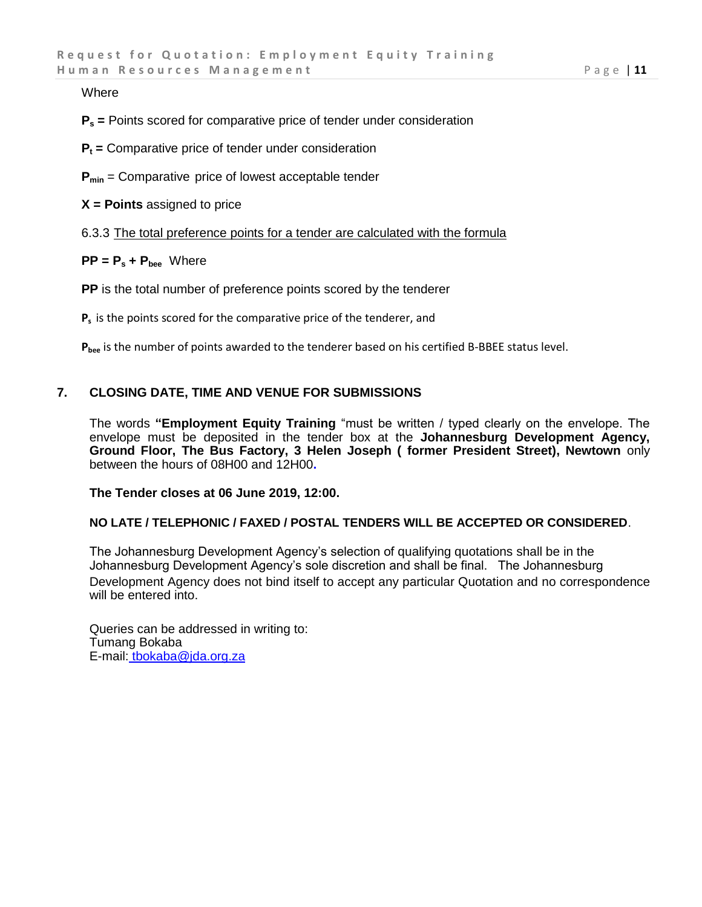Where

$P_s$ = Points scored for comparative price of tender under consideration

$P_t$ = Comparative price of tender under consideration

$P_{min}$ = Comparative price of lowest acceptable tender

**X = Points** assigned to price

6.3.3 The total preference points for a tender are calculated with the formula

$PP = P_s + P_{bee}$ Where

**PP** is the total number of preference points scored by the tenderer

$P_s$ is the points scored for the comparative price of the tenderer, and

$P_{bee}$ is the number of points awarded to the tenderer based on his certified B-BBEE status level.

## 7. CLOSING DATE, TIME AND VENUE FOR SUBMISSIONS

The words **"Employment Equity Training** "must be written / typed clearly on the envelope. The envelope must be deposited in the tender box at the **Johannesburg Development Agency, Ground Floor, The Bus Factory, 3 Helen Joseph ( former President Street), Newtown** only between the hours of 08H00 and 12H00.

**The Tender closes at 06 June 2019, 12:00.**

**NO LATE / TELEPHONIC / FAXED / POSTAL TENDERS WILL BE ACCEPTED OR CONSIDERED**.

The Johannesburg Development Agency's selection of qualifying quotations shall be in the Johannesburg Development Agency's sole discretion and shall be final. The Johannesburg Development Agency does not bind itself to accept any particular Quotation and no correspondence will be entered into.

Queries can be addressed in writing to:
Tumang Bokaba
E-mail: tbokaba@jda.org.za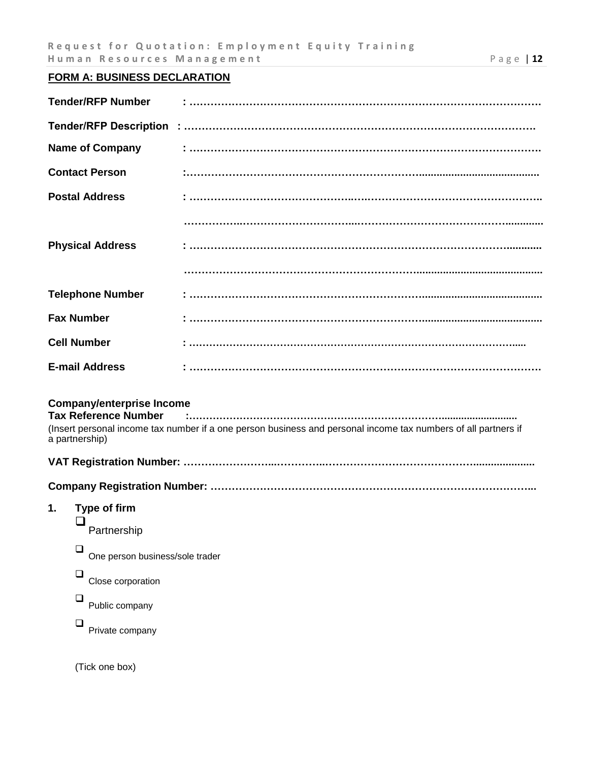## FORM A: BUSINESS DECLARATION

**Tender/RFP Number** : ……………………………………………………………………………………….

**Tender/RFP Description** : ……………………………………………………………………………………….

**Name of Company** : ……………………………………………………………………………………….

**Contact Person** :……………………………………………………………………………………………

**Postal Address** : ……………………………………………………………………………………….

……………………………………………………………………………………………………

**Physical Address** : ……………………………………………………………………………………….

……………………………………………………………………………………………………

**Telephone Number** : ……………………………………………………………………………………….

**Fax Number** : ……………………………………………………………………………………….

**Cell Number** : ……………………………………………………………………………………….

**E-mail Address** : ……………………………………………………………………………………….

**Company/enterprise Income Tax Reference Number** :……………………………………………………………………………
(Insert personal income tax number if a one person business and personal income tax numbers of all partners if a partnership)

**VAT Registration Number:** ……………………………………………………………………………………….

**Company Registration Number:** ……………………………………………………………………………………….

**1. Type of firm**

- ☐ Partnership
- ☐ One person business/sole trader
- ☐ Close corporation
- ☐ Public company
- ☐ Private company

(Tick one box)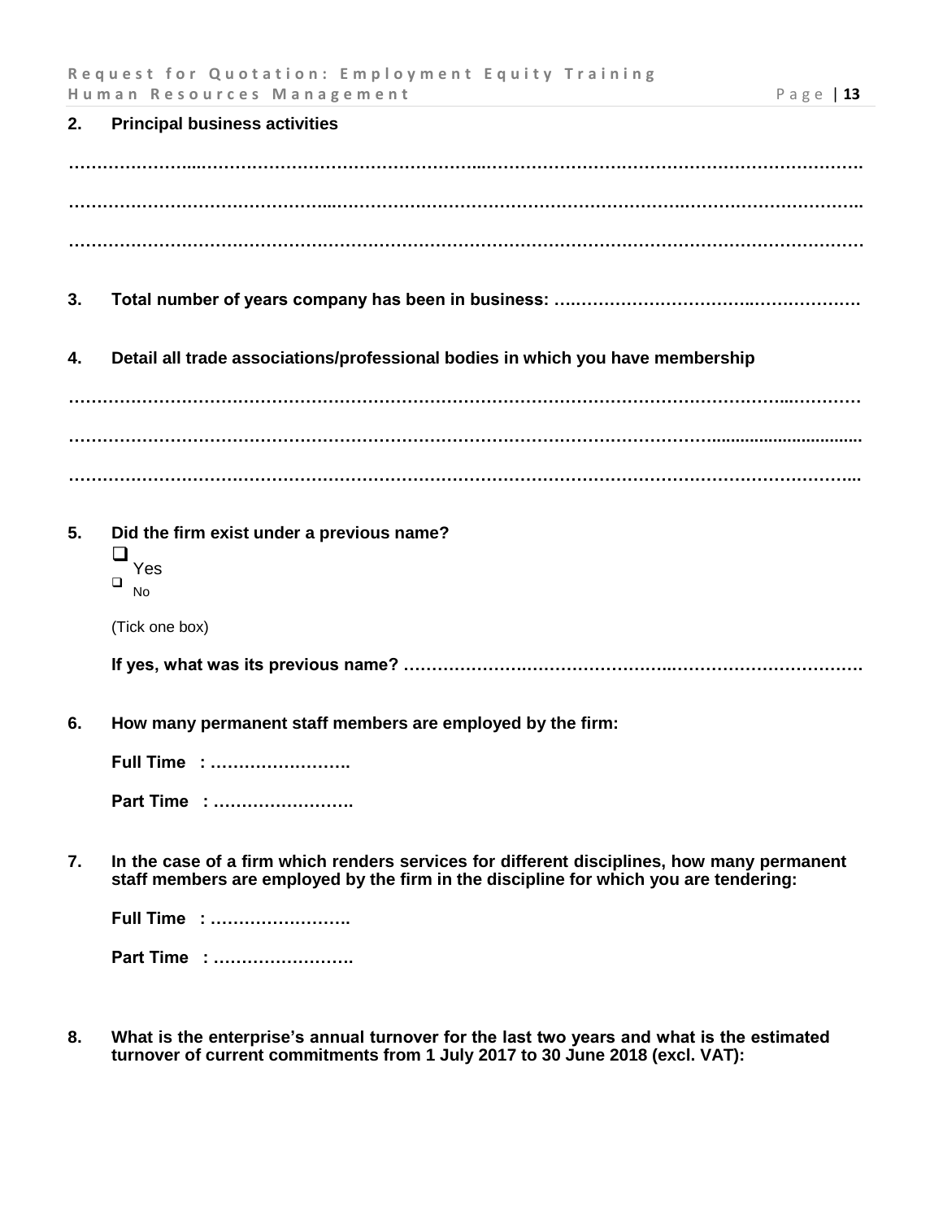**2. Principal business activities**

……………………………………………………………………………………………………………………….

……………………………………………………………………………………………………………………….

……………………………………………………………………………………………………………………….

**3. Total number of years company has been in business: ………………………………………………………**

**4. Detail all trade associations/professional bodies in which you have membership**

……………………………………………………………………………………………………………………….

……………………………………………………………………………………………………………………….

……………………………………………………………………………………………………………………….

**5. Did the firm exist under a previous name?**

- ❑ Yes
- ❑ No

(Tick one box)

**If yes, what was its previous name? ……………………………………………………………………………….**

**6. How many permanent staff members are employed by the firm:**

**Full Time : …………………….**

**Part Time : …………………….**

**7. In the case of a firm which renders services for different disciplines, how many permanent staff members are employed by the firm in the discipline for which you are tendering:**

**Full Time : …………………….**

**Part Time : …………………….**

**8. What is the enterprise's annual turnover for the last two years and what is the estimated turnover of current commitments from 1 July 2017 to 30 June 2018 (excl. VAT):**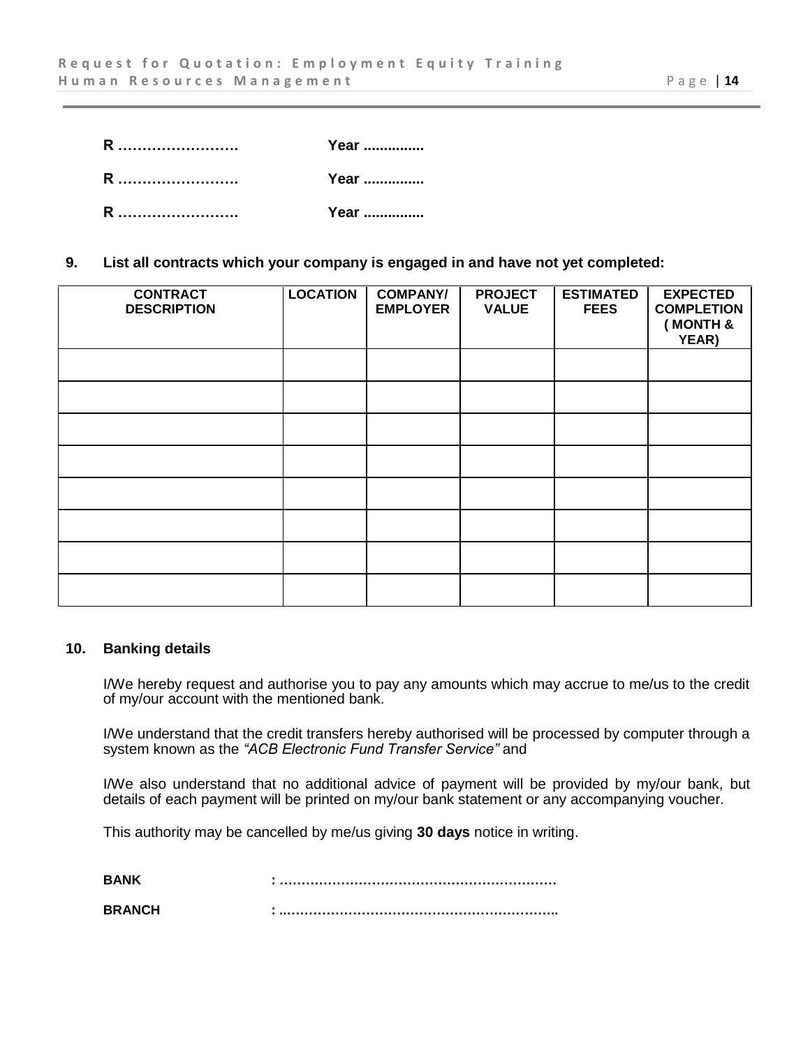**R …………………….** **Year ...............**

**R …………………….** **Year ...............**

**R …………………….** **Year ...............**

**9. List all contracts which your company is engaged in and have not yet completed:**

| CONTRACT DESCRIPTION | LOCATION | COMPANY/ EMPLOYER | PROJECT VALUE | ESTIMATED FEES | EXPECTED COMPLETION ( MONTH & YEAR) |
|---|---|---|---|---|---|
| | | | | | |
| | | | | | |
| | | | | | |
| | | | | | |
| | | | | | |
| | | | | | |
| | | | | | |
| | | | | | |

**10. Banking details**

I/We hereby request and authorise you to pay any amounts which may accrue to me/us to the credit of my/our account with the mentioned bank.

I/We understand that the credit transfers hereby authorised will be processed by computer through a system known as the *"ACB Electronic Fund Transfer Service"* and

I/We also understand that no additional advice of payment will be provided by my/our bank, but details of each payment will be printed on my/our bank statement or any accompanying voucher.

This authority may be cancelled by me/us giving **30 days** notice in writing.

**BANK** **: ………………………………………………………**

**BRANCH** **: ……………………………………………………..**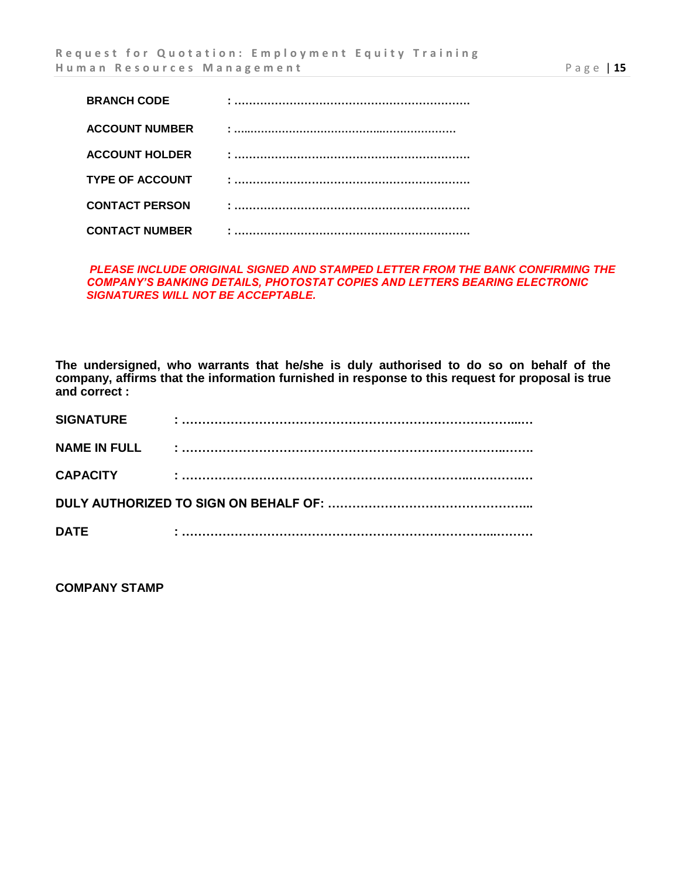**BRANCH CODE** : ……………………………………………………….

**ACCOUNT NUMBER** : …..…………………………………...………………

**ACCOUNT HOLDER** : ……………………………………………………….

**TYPE OF ACCOUNT** : ……………………………………………………….

**CONTACT PERSON** : ……………………………………………………….

**CONTACT NUMBER** : ……………………………………………………….

***PLEASE INCLUDE ORIGINAL SIGNED AND STAMPED LETTER FROM THE BANK CONFIRMING THE COMPANY'S BANKING DETAILS, PHOTOSTAT COPIES AND LETTERS BEARING ELECTRONIC SIGNATURES WILL NOT BE ACCEPTABLE.***

**The undersigned, who warrants that he/she is duly authorised to do so on behalf of the company, affirms that the information furnished in response to this request for proposal is true and correct :**

**SIGNATURE** : ……………………………………………………………………..….

**NAME IN FULL** : …………………………………………………………………..…….

**CAPACITY** : ………………………………………………………..…………..….

**DULY AUTHORIZED TO SIGN ON BEHALF OF:** …………………………………………...

**DATE** : …………………………………………………………………...………

**COMPANY STAMP**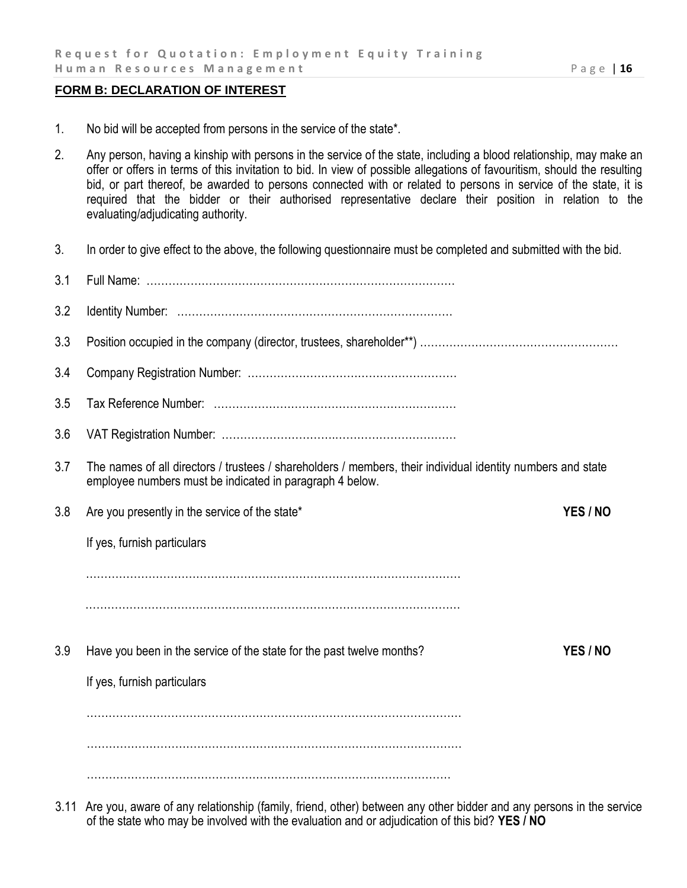**FORM B: DECLARATION OF INTEREST**

1. No bid will be accepted from persons in the service of the state*.

2. Any person, having a kinship with persons in the service of the state, including a blood relationship, may make an offer or offers in terms of this invitation to bid. In view of possible allegations of favouritism, should the resulting bid, or part thereof, be awarded to persons connected with or related to persons in service of the state, it is required that the bidder or their authorised representative declare their position in relation to the evaluating/adjudicating authority.

3. In order to give effect to the above, the following questionnaire must be completed and submitted with the bid.

3.1 Full Name: …………………………………………………………………………

3.2 Identity Number: …………………………………………………………………

3.3 Position occupied in the company (director, trustees, shareholder**) ………………………………………………

3.4 Company Registration Number: …………………………………………………

3.5 Tax Reference Number: …………………………………………………………

3.6 VAT Registration Number: ………………………………………………………

3.7 The names of all directors / trustees / shareholders / members, their individual identity numbers and state employee numbers must be indicated in paragraph 4 below.

3.8 Are you presently in the service of the state* **YES / NO**

If yes, furnish particulars

……………………………………………………………………………………………

……………………………………………………………………………………………

3.9 Have you been in the service of the state for the past twelve months? **YES / NO**

If yes, furnish particulars

……………………………………………………………………………………………

……………………………………………………………………………………………

……………………………………………………………………………………………

3.11 Are you, aware of any relationship (family, friend, other) between any other bidder and any persons in the service of the state who may be involved with the evaluation and or adjudication of this bid? **YES / NO**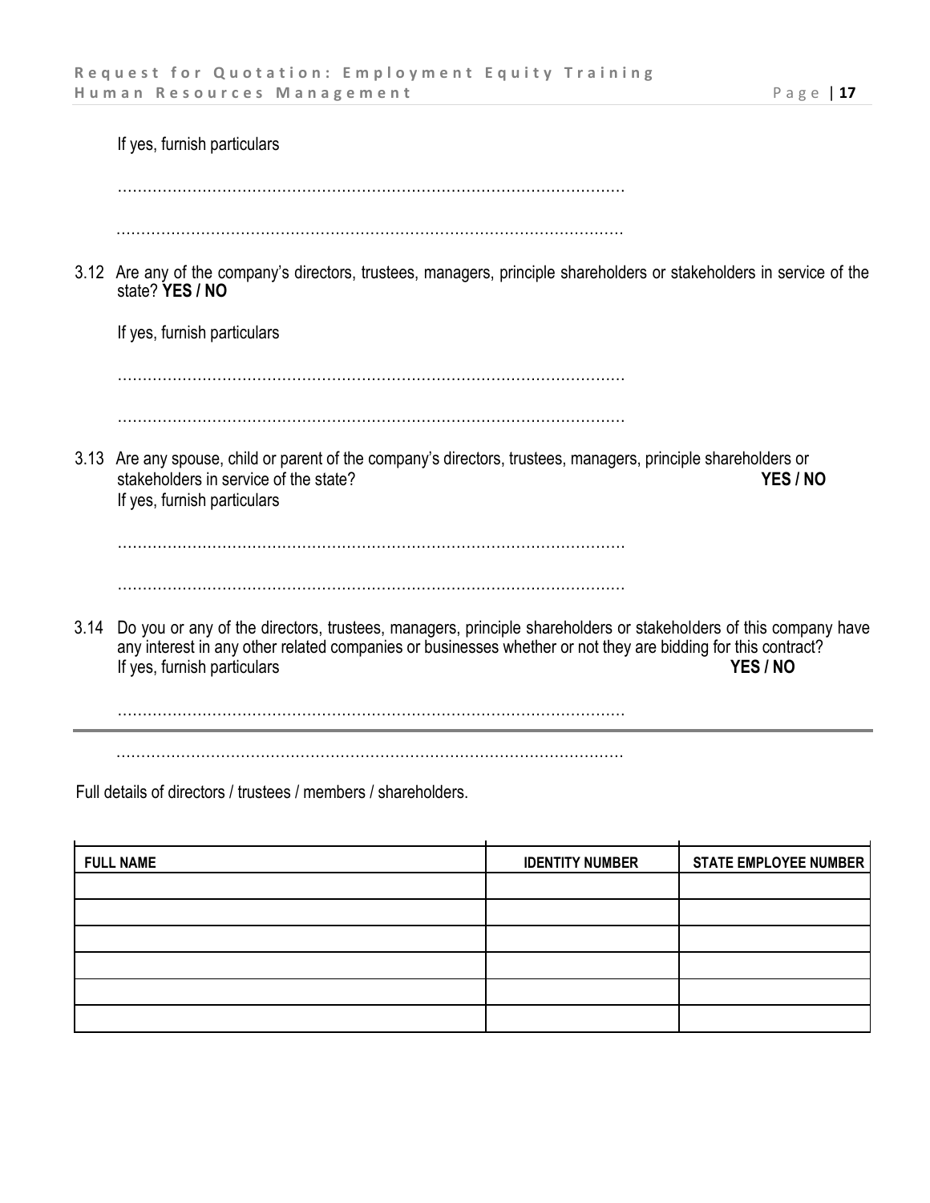If yes, furnish particulars

…………………………………………………………………………………………

…………………………………………………………………………………………

3.12 Are any of the company's directors, trustees, managers, principle shareholders or stakeholders in service of the state? **YES / NO**

If yes, furnish particulars

…………………………………………………………………………………………

…………………………………………………………………………………………

3.13 Are any spouse, child or parent of the company's directors, trustees, managers, principle shareholders or stakeholders in service of the state? **YES / NO**
If yes, furnish particulars

…………………………………………………………………………………………

…………………………………………………………………………………………

3.14 Do you or any of the directors, trustees, managers, principle shareholders or stakeholders of this company have any interest in any other related companies or businesses whether or not they are bidding for this contract? **YES / NO**
If yes, furnish particulars

…………………………………………………………………………………………

…………………………………………………………………………………………

Full details of directors / trustees / members / shareholders.

| FULL NAME | IDENTITY NUMBER | STATE EMPLOYEE NUMBER |
|---|---|---|
| | | |
| | | |
| | | |
| | | |
| | | |
| | | |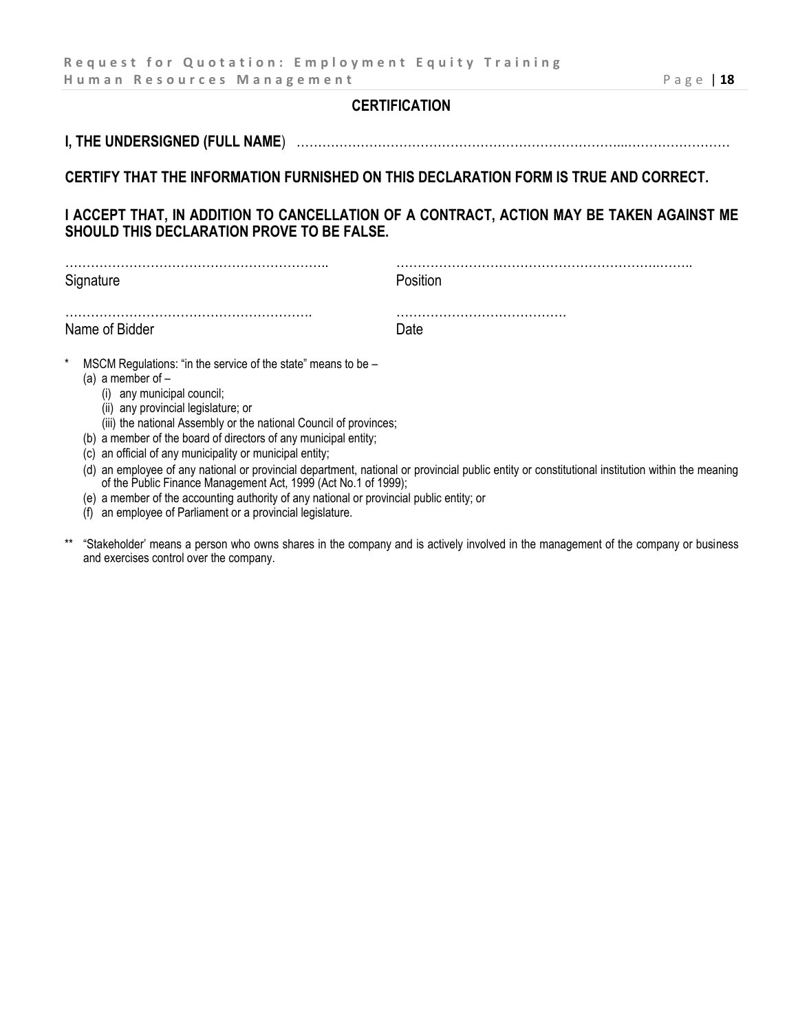## CERTIFICATION

**I, THE UNDERSIGNED (FULL NAME**) ……………………………………………………………………...……………………

**CERTIFY THAT THE INFORMATION FURNISHED ON THIS DECLARATION FORM IS TRUE AND CORRECT.**

**I ACCEPT THAT, IN ADDITION TO CANCELLATION OF A CONTRACT, ACTION MAY BE TAKEN AGAINST ME SHOULD THIS DECLARATION PROVE TO BE FALSE.**

| | |
|---|---|
| ……………………………………………………….. | ……………………………………………………….…….. |
| Signature | Position |
| …………………………………………………. | ………………………………… |
| Name of Bidder | Date |

\* MSCM Regulations: "in the service of the state" means to be –

(a) a member of –
   (i) any municipal council;
   (ii) any provincial legislature; or
   (iii) the national Assembly or the national Council of provinces;

(b) a member of the board of directors of any municipal entity;

(c) an official of any municipality or municipal entity;

(d) an employee of any national or provincial department, national or provincial public entity or constitutional institution within the meaning of the Public Finance Management Act, 1999 (Act No.1 of 1999);

(e) a member of the accounting authority of any national or provincial public entity; or

(f) an employee of Parliament or a provincial legislature.

\** "Stakeholder' means a person who owns shares in the company and is actively involved in the management of the company or business and exercises control over the company.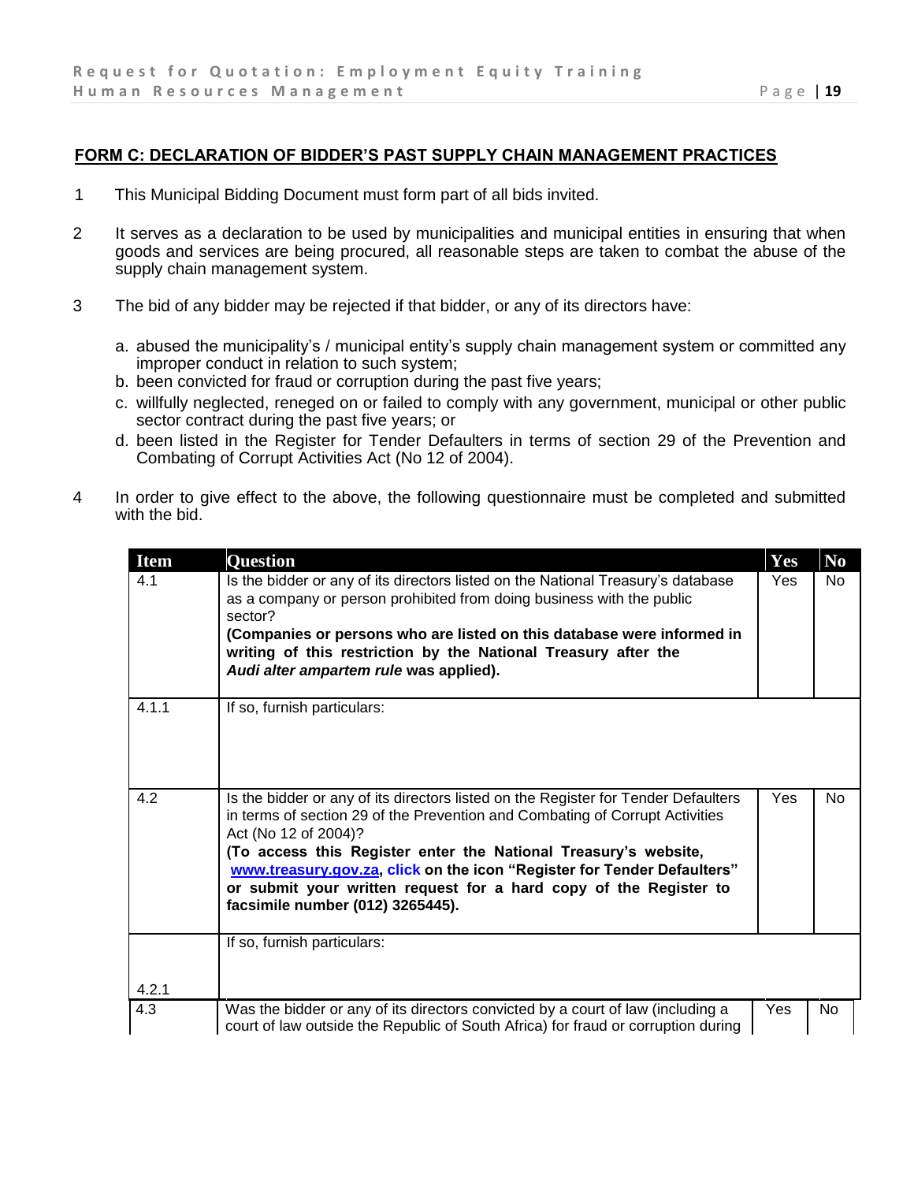## FORM C: DECLARATION OF BIDDER'S PAST SUPPLY CHAIN MANAGEMENT PRACTICES

1 This Municipal Bidding Document must form part of all bids invited.

2 It serves as a declaration to be used by municipalities and municipal entities in ensuring that when goods and services are being procured, all reasonable steps are taken to combat the abuse of the supply chain management system.

3 The bid of any bidder may be rejected if that bidder, or any of its directors have:

   a. abused the municipality's / municipal entity's supply chain management system or committed any improper conduct in relation to such system;
   b. been convicted for fraud or corruption during the past five years;
   c. willfully neglected, reneged on or failed to comply with any government, municipal or other public sector contract during the past five years; or
   d. been listed in the Register for Tender Defaulters in terms of section 29 of the Prevention and Combating of Corrupt Activities Act (No 12 of 2004).

4 In order to give effect to the above, the following questionnaire must be completed and submitted with the bid.

| Item | Question | Yes | No |
|---|---|---|---|
| 4.1 | Is the bidder or any of its directors listed on the National Treasury's database as a company or person prohibited from doing business with the public sector?<br>**(Companies or persons who are listed on this database were informed in writing of this restriction by the National Treasury after the *Audi alter ampartem rule* was applied).** | Yes | No |
| 4.1.1 | If so, furnish particulars: | | |
| 4.2 | Is the bidder or any of its directors listed on the Register for Tender Defaulters in terms of section 29 of the Prevention and Combating of Corrupt Activities Act (No 12 of 2004)?<br>**(To access this Register enter the National Treasury's website, www.treasury.gov.za, click on the icon "Register for Tender Defaulters" or submit your written request for a hard copy of the Register to facsimile number (012) 3265445).** | Yes | No |
| 4.2.1 | If so, furnish particulars: | | |
| 4.3 | Was the bidder or any of its directors convicted by a court of law (including a court of law outside the Republic of South Africa) for fraud or corruption during | Yes | No |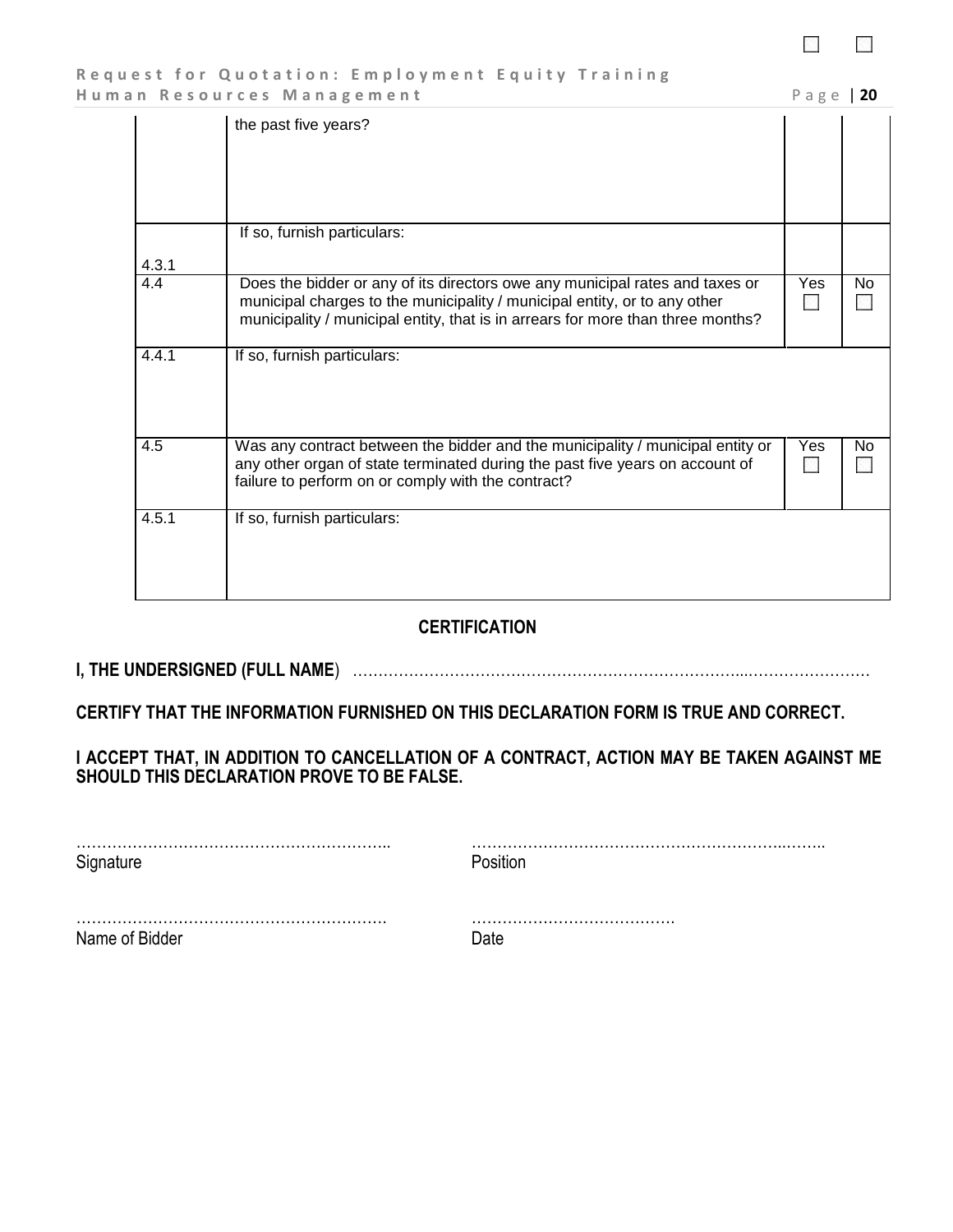| | | | |
|---|---|---|---|
| | the past five years? | | |
| 4.3.1 | If so, furnish particulars: | | |
| 4.4 | Does the bidder or any of its directors owe any municipal rates and taxes or municipal charges to the municipality / municipal entity, or to any other municipality / municipal entity, that is in arrears for more than three months? | Yes ☐ | No ☐ |
| 4.4.1 | If so, furnish particulars: | | |
| 4.5 | Was any contract between the bidder and the municipality / municipal entity or any other organ of state terminated during the past five years on account of failure to perform on or comply with the contract? | Yes ☐ | No ☐ |
| 4.5.1 | If so, furnish particulars: | | |

**CERTIFICATION**

**I, THE UNDERSIGNED (FULL NAME**) ……………………………………………………………………...……………………

**CERTIFY THAT THE INFORMATION FURNISHED ON THIS DECLARATION FORM IS TRUE AND CORRECT.**

**I ACCEPT THAT, IN ADDITION TO CANCELLATION OF A CONTRACT, ACTION MAY BE TAKEN AGAINST ME SHOULD THIS DECLARATION PROVE TO BE FALSE.**

……………………………………………………..
Signature

……………………………………………………..……..
Position

…………………………………………………….
Name of Bidder

………………………………….
Date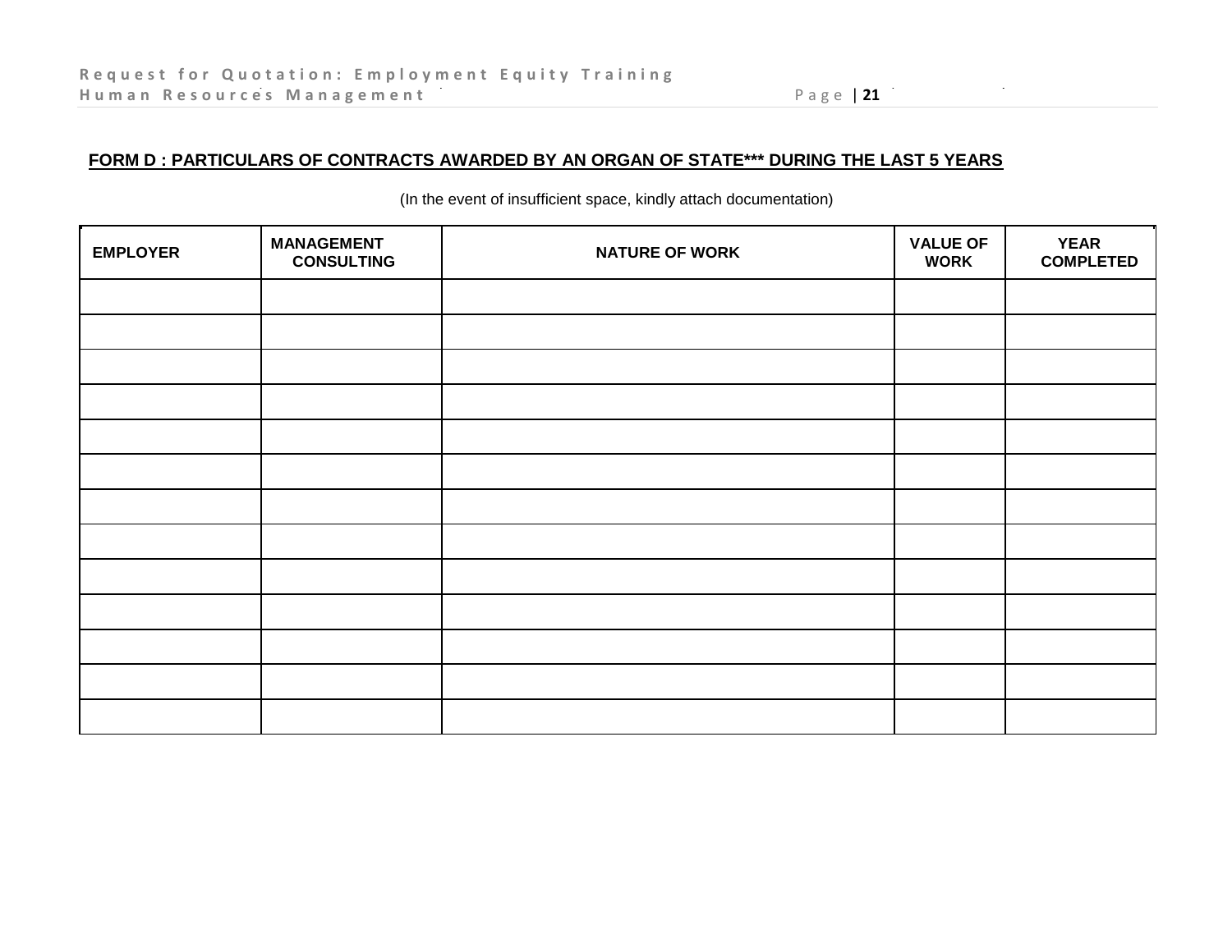**FORM D : PARTICULARS OF CONTRACTS AWARDED BY AN ORGAN OF STATE*** DURING THE LAST 5 YEARS**

(In the event of insufficient space, kindly attach documentation)

| EMPLOYER | MANAGEMENT CONSULTING | NATURE OF WORK | VALUE OF WORK | YEAR COMPLETED |
|---|---|---|---|---|
| | | | | |
| | | | | |
| | | | | |
| | | | | |
| | | | | |
| | | | | |
| | | | | |
| | | | | |
| | | | | |
| | | | | |
| | | | | |
| | | | | |
| | | | | |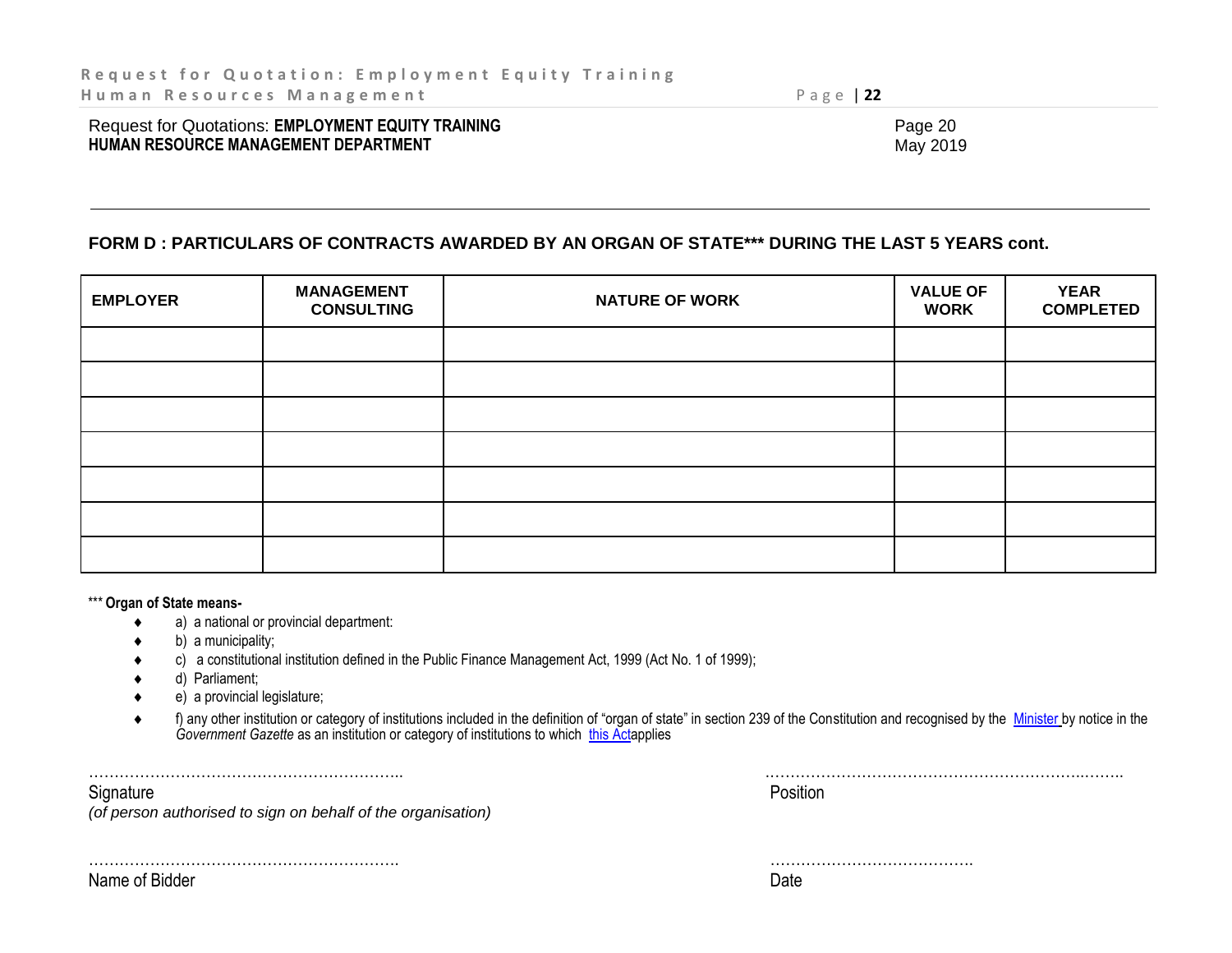Request for Quotations: **EMPLOYMENT EQUITY TRAINING**
**HUMAN RESOURCE MANAGEMENT DEPARTMENT**

Page 20
May 2019

## FORM D : PARTICULARS OF CONTRACTS AWARDED BY AN ORGAN OF STATE*** DURING THE LAST 5 YEARS cont.

| EMPLOYER | MANAGEMENT CONSULTING | NATURE OF WORK | VALUE OF WORK | YEAR COMPLETED |
|---|---|---|---|---|
| | | | | |
| | | | | |
| | | | | |
| | | | | |
| | | | | |
| | | | | |
| | | | | |

*** **Organ of State means-**

- a) a national or provincial department:
- b) a municipality;
- c) a constitutional institution defined in the Public Finance Management Act, 1999 (Act No. 1 of 1999);
- d) Parliament;
- e) a provincial legislature;
- f) any other institution or category of institutions included in the definition of "organ of state" in section 239 of the Constitution and recognised by the Minister by notice in the *Government Gazette* as an institution or category of institutions to which this Actapplies

……………………………………………………..
Signature
*(of person authorised to sign on behalf of the organisation)*

……………………………………………………………..
Position

…………………………………………………….
Name of Bidder

………………………………….
Date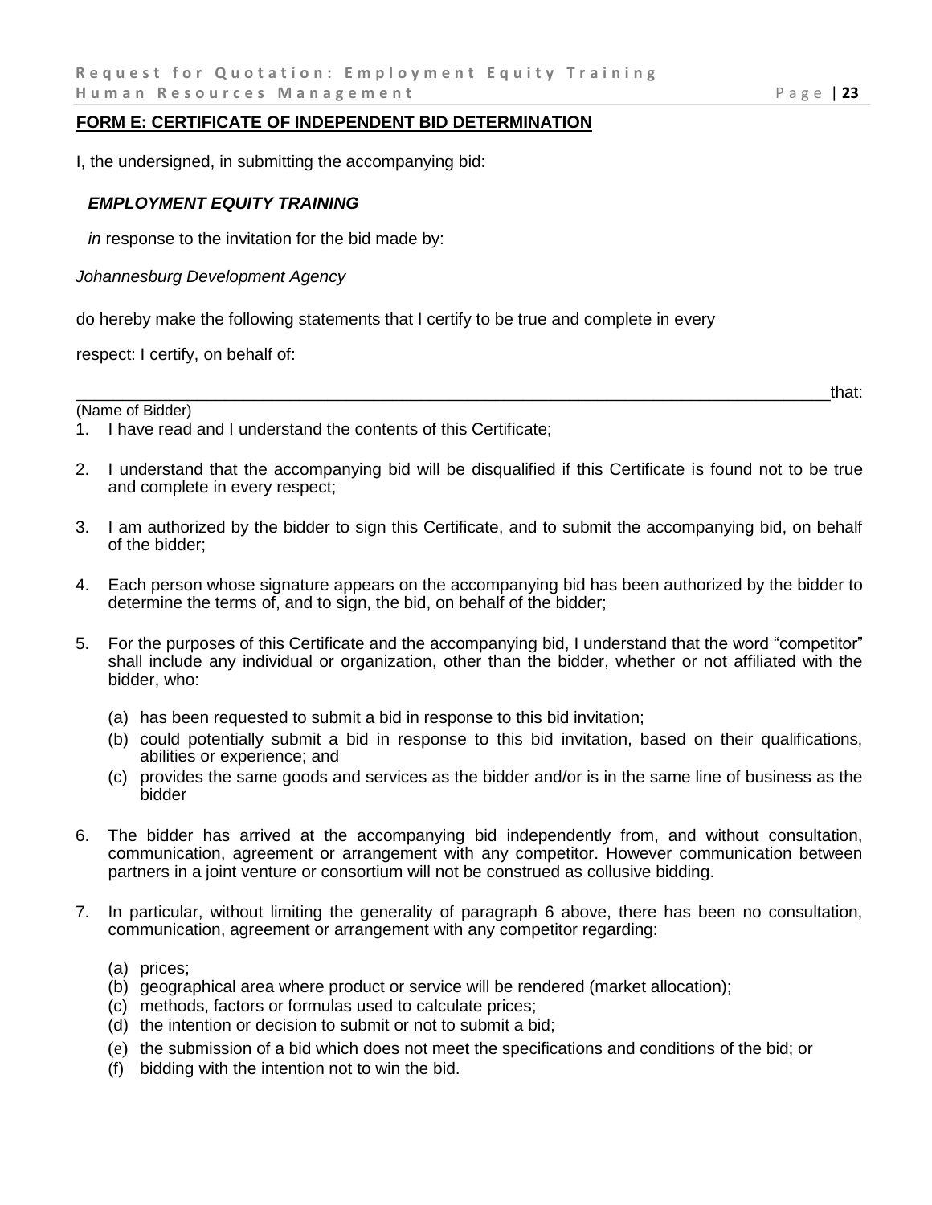## FORM E: CERTIFICATE OF INDEPENDENT BID DETERMINATION

I, the undersigned, in submitting the accompanying bid:

***EMPLOYMENT EQUITY TRAINING***

*in* response to the invitation for the bid made by:

*Johannesburg Development Agency*

do hereby make the following statements that I certify to be true and complete in every

respect: I certify, on behalf of:

_____________________________________________________________________________that:
(Name of Bidder)

1. I have read and I understand the contents of this Certificate;

2. I understand that the accompanying bid will be disqualified if this Certificate is found not to be true and complete in every respect;

3. I am authorized by the bidder to sign this Certificate, and to submit the accompanying bid, on behalf of the bidder;

4. Each person whose signature appears on the accompanying bid has been authorized by the bidder to determine the terms of, and to sign, the bid, on behalf of the bidder;

5. For the purposes of this Certificate and the accompanying bid, I understand that the word "competitor" shall include any individual or organization, other than the bidder, whether or not affiliated with the bidder, who:

   (a) has been requested to submit a bid in response to this bid invitation;
   (b) could potentially submit a bid in response to this bid invitation, based on their qualifications, abilities or experience; and
   (c) provides the same goods and services as the bidder and/or is in the same line of business as the bidder

6. The bidder has arrived at the accompanying bid independently from, and without consultation, communication, agreement or arrangement with any competitor. However communication between partners in a joint venture or consortium will not be construed as collusive bidding.

7. In particular, without limiting the generality of paragraph 6 above, there has been no consultation, communication, agreement or arrangement with any competitor regarding:

   (a) prices;
   (b) geographical area where product or service will be rendered (market allocation);
   (c) methods, factors or formulas used to calculate prices;
   (d) the intention or decision to submit or not to submit a bid;
   (e) the submission of a bid which does not meet the specifications and conditions of the bid; or
   (f) bidding with the intention not to win the bid.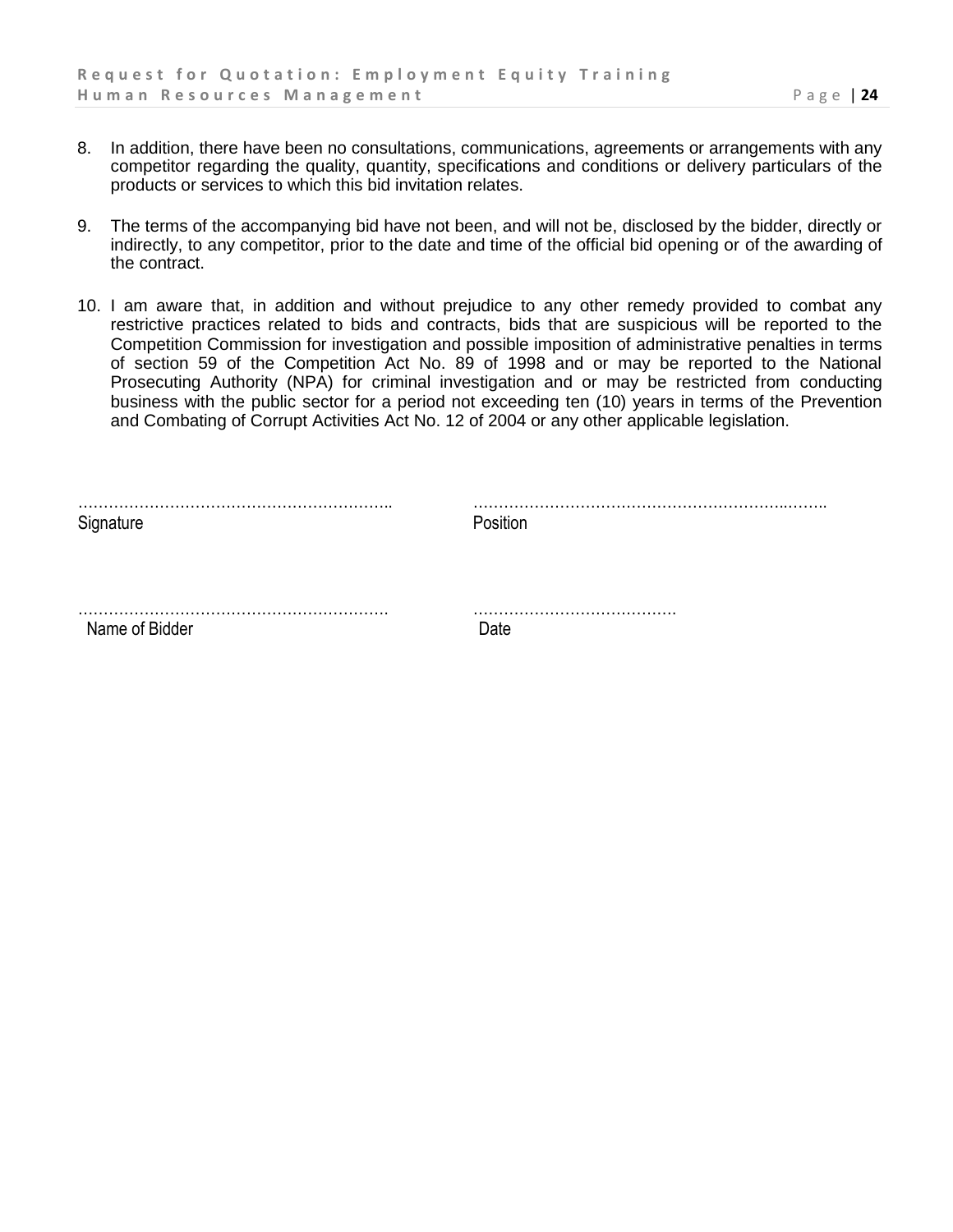8. In addition, there have been no consultations, communications, agreements or arrangements with any competitor regarding the quality, quantity, specifications and conditions or delivery particulars of the products or services to which this bid invitation relates.

9. The terms of the accompanying bid have not been, and will not be, disclosed by the bidder, directly or indirectly, to any competitor, prior to the date and time of the official bid opening or of the awarding of the contract.

10. I am aware that, in addition and without prejudice to any other remedy provided to combat any restrictive practices related to bids and contracts, bids that are suspicious will be reported to the Competition Commission for investigation and possible imposition of administrative penalties in terms of section 59 of the Competition Act No. 89 of 1998 and or may be reported to the National Prosecuting Authority (NPA) for criminal investigation and or may be restricted from conducting business with the public sector for a period not exceeding ten (10) years in terms of the Prevention and Combating of Corrupt Activities Act No. 12 of 2004 or any other applicable legislation.

| | |
|---|---|
| ………………………………………………….. | ……………………………………………….……. |
| Signature | Position |
| | |
| ………………………………………………….. | …………………………………. |
| Name of Bidder | Date |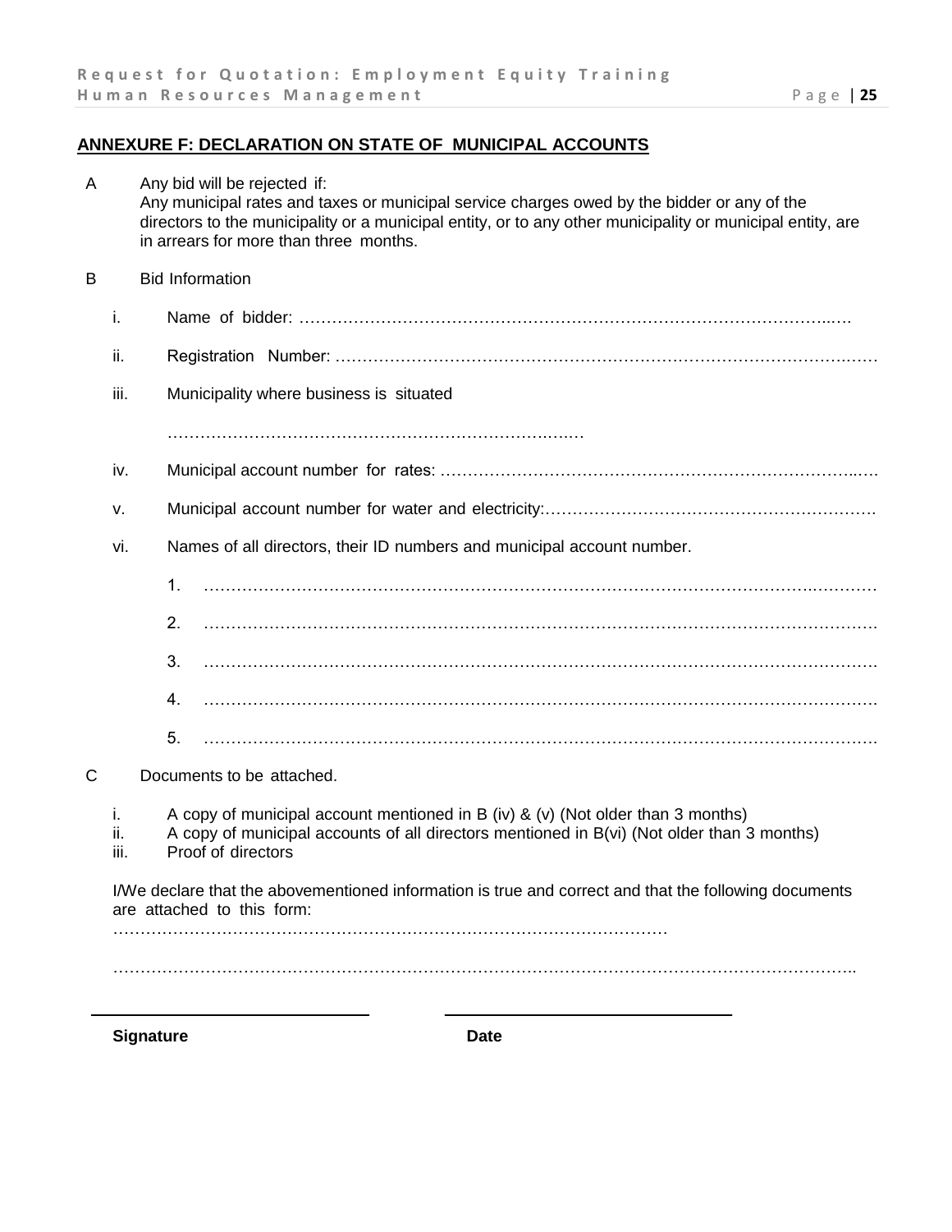**ANNEXURE F: DECLARATION ON STATE OF MUNICIPAL ACCOUNTS**

A Any bid will be rejected if:
Any municipal rates and taxes or municipal service charges owed by the bidder or any of the directors to the municipality or a municipal entity, or to any other municipality or municipal entity, are in arrears for more than three months.

B Bid Information

i. Name of bidder: ……………………………………………………………………………………….….

ii. Registration Number: …………………………………………………………………………………….…

iii. Municipality where business is situated

……………………………………………………………….…

iv. Municipal account number for rates: ………………………………………………………………..….

v. Municipal account number for water and electricity:…..…………………….……………….…………

vi. Names of all directors, their ID numbers and municipal account number.

1. ……………………………………………………………………………………………………..………

2. ……………………………………………………………………………………………………………

3. ……………………………………………………………………………………………………………

4. ……………………………………………………………………………………………………………

5. ……………………………………………………………………………………………………………

C Documents to be attached.

i. A copy of municipal account mentioned in B (iv) & (v) (Not older than 3 months)
ii. A copy of municipal accounts of all directors mentioned in B(vi) (Not older than 3 months)
iii. Proof of directors

I/We declare that the abovementioned information is true and correct and that the following documents are attached to this form:

…………………………………………………………………………………………

……………………………………………………………………………………………………………………..

| | |
|---|---|
| ______________________________ | ______________________________ |
| **Signature** | **Date** |